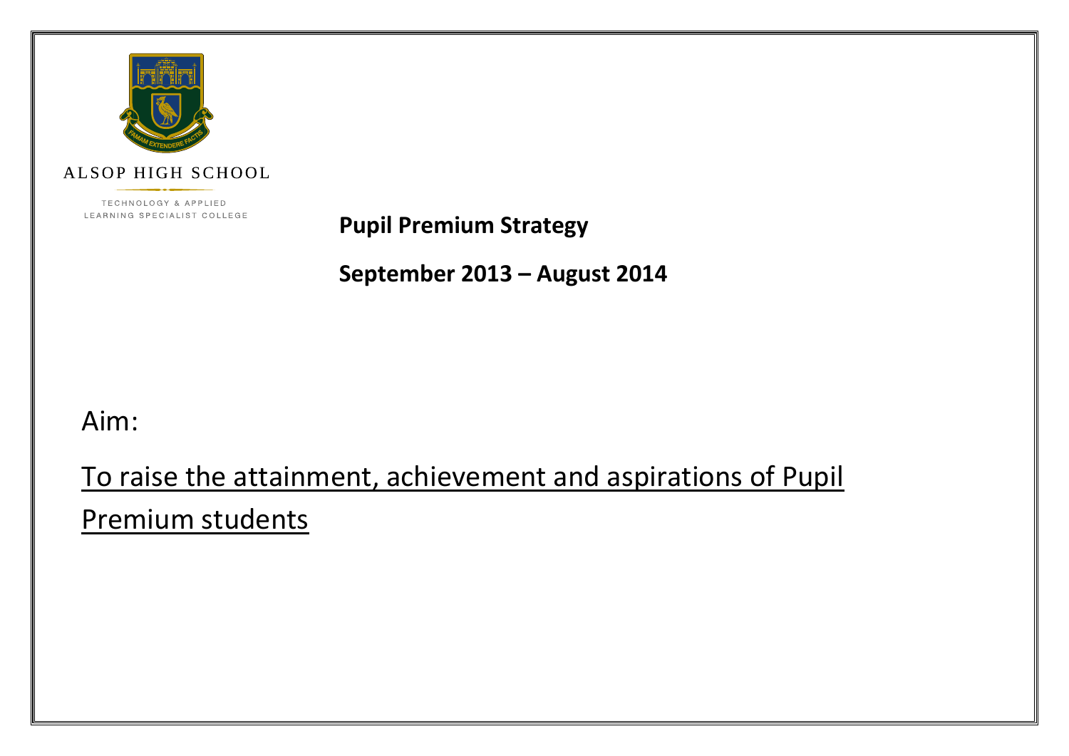ALSOP HIGH SCHOOL

TECHNOLOGY & APPLIED LEARNING SPECIALIST COLLEGE

**Pupil Premium Strategy**

**September 2013 – August 2014**

Aim:

To raise the attainment, achievement and aspirations of Pupil Premium students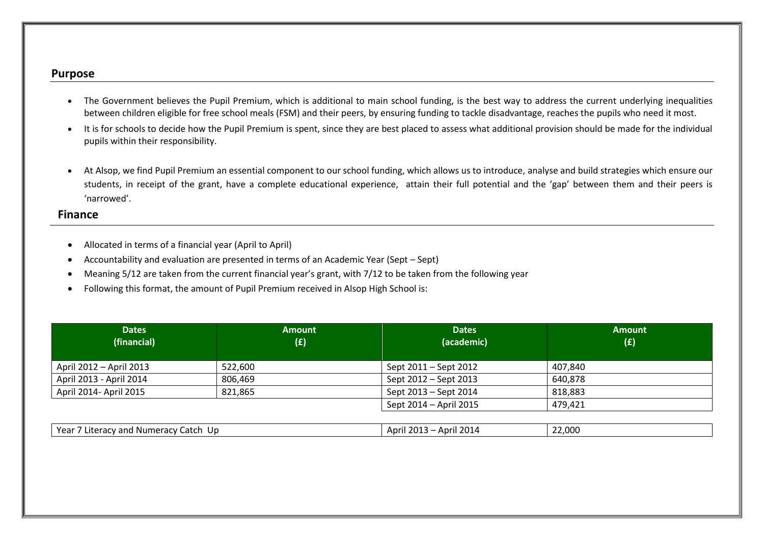## Purpose

- The Government believes the Pupil Premium, which is additional to main school funding, is the best way to address the current underlying inequalities between children eligible for free school meals (FSM) and their peers, by ensuring funding to tackle disadvantage, reaches the pupils who need it most.
- It is for schools to decide how the Pupil Premium is spent, since they are best placed to assess what additional provision should be made for the individual pupils within their responsibility.
- At Alsop, we find Pupil Premium an essential component to our school funding, which allows us to introduce, analyse and build strategies which ensure our students, in receipt of the grant, have a complete educational experience, attain their full potential and the 'gap' between them and their peers is 'narrowed'.

## Finance

- Allocated in terms of a financial year (April to April)
- Accountability and evaluation are presented in terms of an Academic Year (Sept – Sept)
- Meaning 5/12 are taken from the current financial year's grant, with 7/12 to be taken from the following year
- Following this format, the amount of Pupil Premium received in Alsop High School is:

| Dates (financial) | Amount (£) | Dates (academic) | Amount (£) |
|---|---|---|---|
| April 2012 – April 2013 | 522,600 | Sept 2011 – Sept 2012 | 407,840 |
| April 2013 - April 2014 | 806,469 | Sept 2012 – Sept 2013 | 640,878 |
| April 2014- April 2015 | 821,865 | Sept 2013 – Sept 2014 | 818,883 |
| | | Sept 2014 – April 2015 | 479,421 |

| | | |
|---|---|---|
| Year 7 Literacy and Numeracy Catch Up | April 2013 – April 2014 | 22,000 |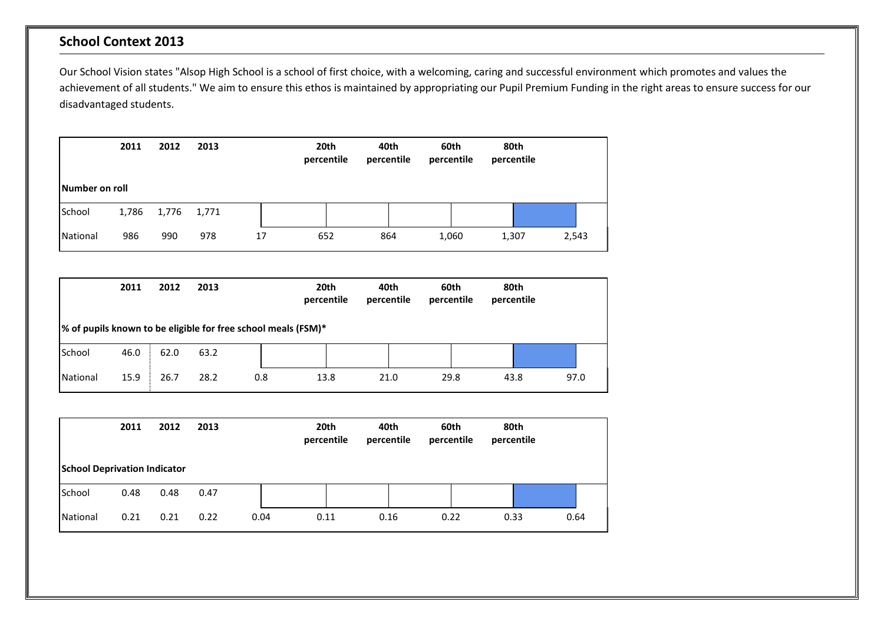## School Context 2013

Our School Vision states "Alsop High School is a school of first choice, with a welcoming, caring and successful environment which promotes and values the achievement of all students." We aim to ensure this ethos is maintained by appropriating our Pupil Premium Funding in the right areas to ensure success for our disadvantaged students.

| | 2011 | 2012 | 2013 | | 20th percentile | 40th percentile | 60th percentile | 80th percentile | |
|---|---|---|---|---|---|---|---|---|---|
| **Number on roll** | | | | | | | | | |
| School | 1,786 | 1,776 | 1,771 | | | | | | |
| National | 986 | 990 | 978 | 17 | 652 | 864 | 1,060 | 1,307 | 2,543 |

| | 2011 | 2012 | 2013 | | 20th percentile | 40th percentile | 60th percentile | 80th percentile | |
|---|---|---|---|---|---|---|---|---|---|
| **% of pupils known to be eligible for free school meals (FSM)*** | | | | | | | | | |
| School | 46.0 | 62.0 | 63.2 | | | | | | |
| National | 15.9 | 26.7 | 28.2 | 0.8 | 13.8 | 21.0 | 29.8 | 43.8 | 97.0 |

| | 2011 | 2012 | 2013 | | 20th percentile | 40th percentile | 60th percentile | 80th percentile | |
|---|---|---|---|---|---|---|---|---|---|
| **School Deprivation Indicator** | | | | | | | | | |
| School | 0.48 | 0.48 | 0.47 | | | | | | |
| National | 0.21 | 0.21 | 0.22 | 0.04 | 0.11 | 0.16 | 0.22 | 0.33 | 0.64 |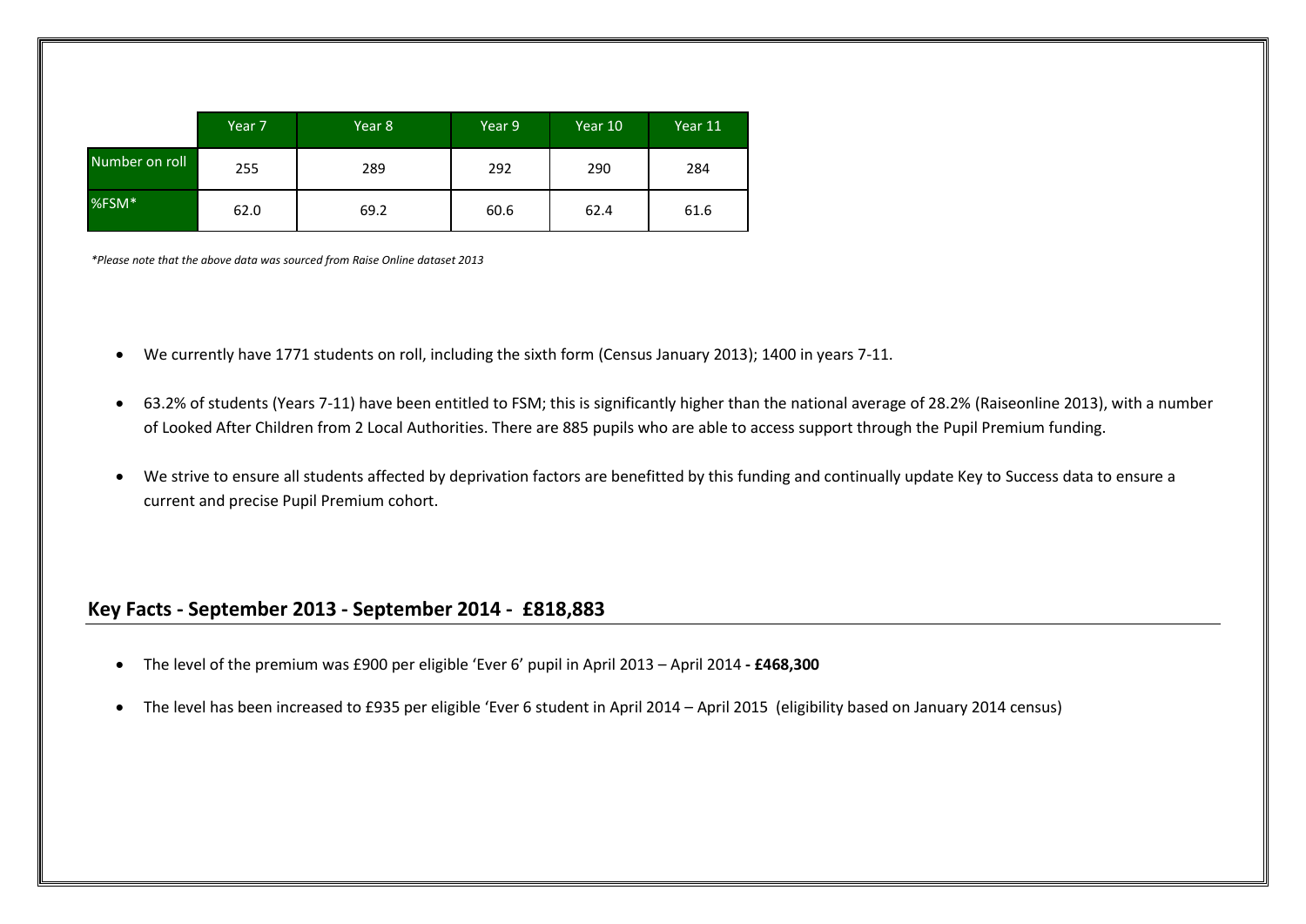| | Year 7 | Year 8 | Year 9 | Year 10 | Year 11 |
|---|---|---|---|---|---|
| Number on roll | 255 | 289 | 292 | 290 | 284 |
| %FSM* | 62.0 | 69.2 | 60.6 | 62.4 | 61.6 |

*\*Please note that the above data was sourced from Raise Online dataset 2013*

- We currently have 1771 students on roll, including the sixth form (Census January 2013); 1400 in years 7-11.
- 63.2% of students (Years 7-11) have been entitled to FSM; this is significantly higher than the national average of 28.2% (Raiseonline 2013), with a number of Looked After Children from 2 Local Authorities. There are 885 pupils who are able to access support through the Pupil Premium funding.
- We strive to ensure all students affected by deprivation factors are benefitted by this funding and continually update Key to Success data to ensure a current and precise Pupil Premium cohort.

## Key Facts - September 2013 - September 2014 - £818,883

- The level of the premium was £900 per eligible 'Ever 6' pupil in April 2013 – April 2014 **- £468,300**
- The level has been increased to £935 per eligible 'Ever 6 student in April 2014 – April 2015 (eligibility based on January 2014 census)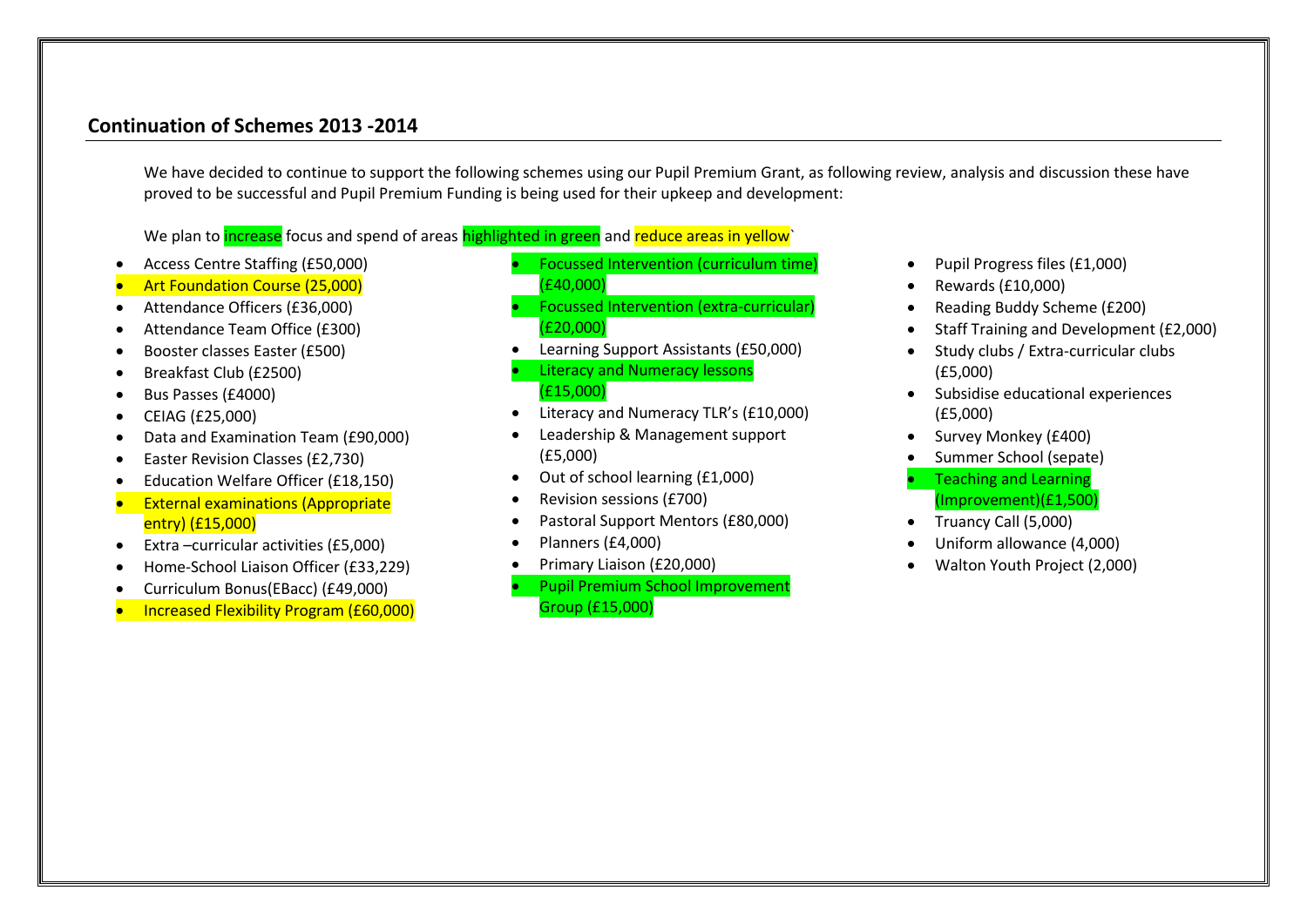## Continuation of Schemes 2013 -2014

We have decided to continue to support the following schemes using our Pupil Premium Grant, as following review, analysis and discussion these have proved to be successful and Pupil Premium Funding is being used for their upkeep and development:

We plan to increase focus and spend of areas highlighted in green and reduce areas in yellow`

- Access Centre Staffing (£50,000)
- Art Foundation Course (25,000)
- Attendance Officers (£36,000)
- Attendance Team Office (£300)
- Booster classes Easter (£500)
- Breakfast Club (£2500)
- Bus Passes (£4000)
- CEIAG (£25,000)
- Data and Examination Team (£90,000)
- Easter Revision Classes (£2,730)
- Education Welfare Officer (£18,150)
- External examinations (Appropriate entry) (£15,000)
- Extra –curricular activities (£5,000)
- Home-School Liaison Officer (£33,229)
- Curriculum Bonus(EBacc) (£49,000)
- Increased Flexibility Program (£60,000)
- Focussed Intervention (curriculum time) (£40,000)
- Focussed Intervention (extra-curricular) (£20,000)
- Learning Support Assistants (£50,000)
- Literacy and Numeracy lessons (£15,000)
- Literacy and Numeracy TLR's (£10,000)
- Leadership & Management support (£5,000)
- Out of school learning (£1,000)
- Revision sessions (£700)
- Pastoral Support Mentors (£80,000)
- Planners (£4,000)
- Primary Liaison (£20,000)
- Pupil Premium School Improvement Group (£15,000)
- Pupil Progress files (£1,000)
- Rewards (£10,000)
- Reading Buddy Scheme (£200)
- Staff Training and Development (£2,000)
- Study clubs / Extra-curricular clubs (£5,000)
- Subsidise educational experiences (£5,000)
- Survey Monkey (£400)
- Summer School (sepate)
- Teaching and Learning (Improvement)(£1,500)
- Truancy Call (5,000)
- Uniform allowance (4,000)
- Walton Youth Project (2,000)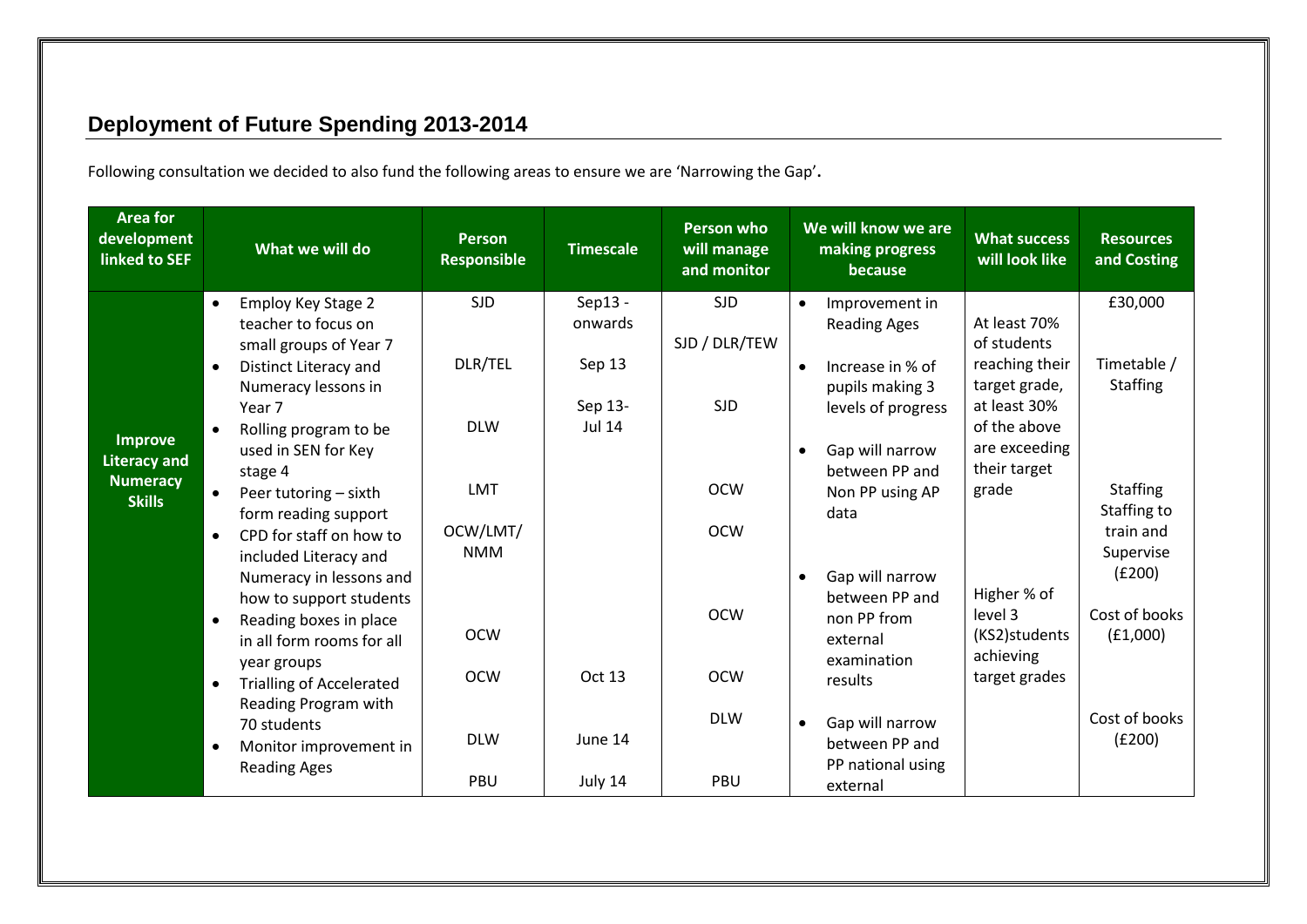## Deployment of Future Spending 2013-2014

Following consultation we decided to also fund the following areas to ensure we are 'Narrowing the Gap'.

| Area for development linked to SEF | What we will do | Person Responsible | Timescale | Person who will manage and monitor | We will know we are making progress because | What success will look like | Resources and Costing |
|---|---|---|---|---|---|---|---|
| **Improve Literacy and Numeracy Skills** | • Employ Key Stage 2 teacher to focus on small groups of Year 7<br>• Distinct Literacy and Numeracy lessons in Year 7<br>• Rolling program to be used in SEN for Key stage 4<br>• Peer tutoring – sixth form reading support<br>• CPD for staff on how to included Literacy and Numeracy in lessons and how to support students<br>• Reading boxes in place in all form rooms for all year groups<br>• Trialling of Accelerated Reading Program with 70 students<br>• Monitor improvement in Reading Ages | SJD<br><br>DLR/TEL<br><br>DLW<br><br>LMT<br><br>OCW/LMT/ NMM<br><br>OCW<br><br>OCW<br><br>DLW<br><br>PBU | Sep13 - onwards<br><br>Sep 13<br><br>Sep 13- Jul 14<br><br>Oct 13<br><br>June 14<br><br>July 14 | SJD<br><br>SJD / DLR/TEW<br><br>SJD<br><br>OCW<br><br>OCW<br><br>OCW<br><br>OCW<br><br>DLW<br><br>PBU | • Improvement in Reading Ages<br>• Increase in % of pupils making 3 levels of progress<br>• Gap will narrow between PP and Non PP using AP data<br>• Gap will narrow between PP and non PP from external examination results<br>• Gap will narrow between PP and PP national using external | At least 70% of students reaching their target grade, at least 30% of the above are exceeding their target grade<br><br>Higher % of level 3 (KS2)students achieving target grades | £30,000<br><br>Timetable / Staffing<br><br>Staffing<br>Staffing to train and Supervise (£200)<br><br>Cost of books (£1,000)<br><br>Cost of books (£200) |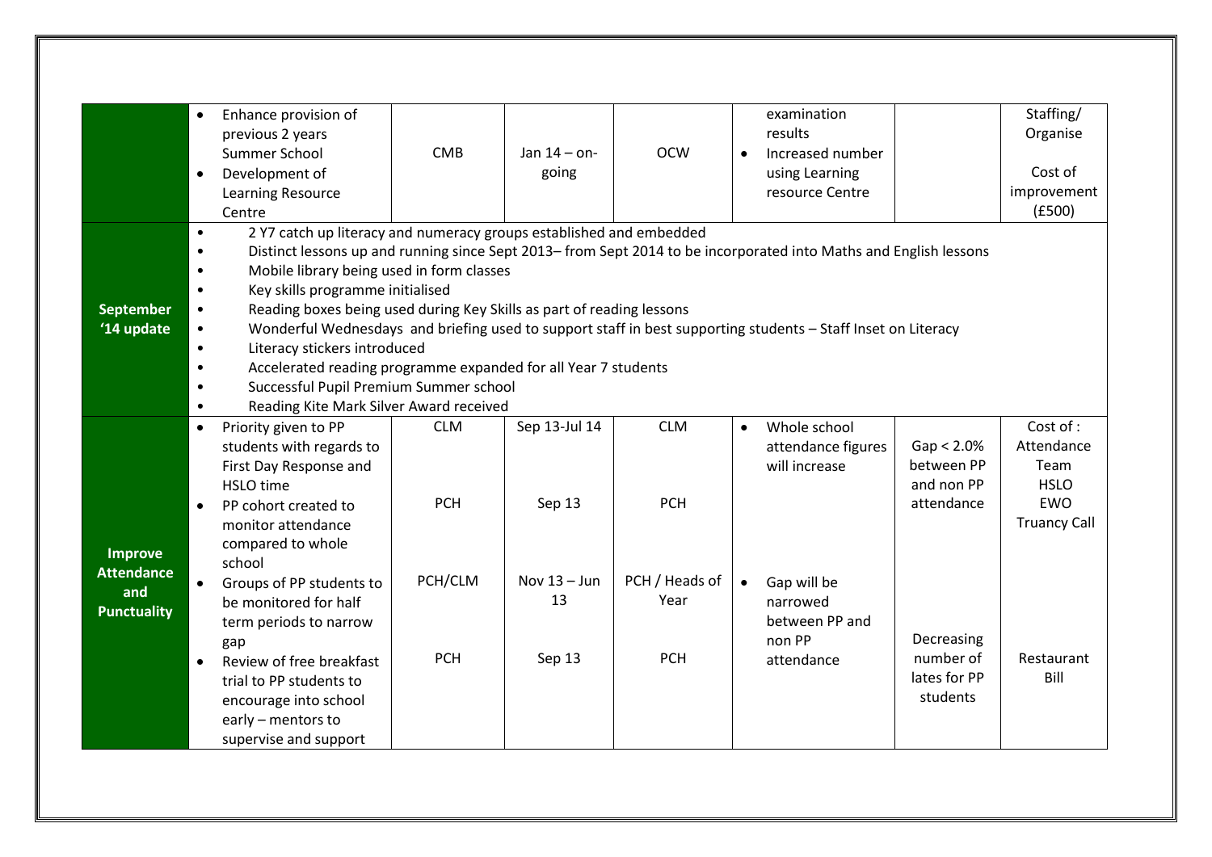| | | | | | | | |
|---|---|---|---|---|---|---|---|
| | • Enhance provision of previous 2 years Summer School<br>• Development of Learning Resource Centre | CMB | Jan 14 – on-going | OCW | examination results<br>• Increased number using Learning resource Centre | | Staffing/ Organise<br><br>Cost of improvement (£500) |
| **September '14 update** | • 2 Y7 catch up literacy and numeracy groups established and embedded<br>• Distinct lessons up and running since Sept 2013– from Sept 2014 to be incorporated into Maths and English lessons<br>• Mobile library being used in form classes<br>• Key skills programme initialised<br>• Reading boxes being used during Key Skills as part of reading lessons<br>• Wonderful Wednesdays and briefing used to support staff in best supporting students – Staff Inset on Literacy<br>• Literacy stickers introduced<br>• Accelerated reading programme expanded for all Year 7 students<br>• Successful Pupil Premium Summer school<br>• Reading Kite Mark Silver Award received | | | | | | |
| **Improve Attendance and Punctuality** | • Priority given to PP students with regards to First Day Response and HSLO time<br>• PP cohort created to monitor attendance compared to whole school<br>• Groups of PP students to be monitored for half term periods to narrow gap<br>• Review of free breakfast trial to PP students to encourage into school early – mentors to supervise and support | CLM<br><br>PCH<br><br>PCH/CLM<br><br>PCH | Sep 13-Jul 14<br><br>Sep 13<br><br>Nov 13 – Jun 13<br><br>Sep 13 | CLM<br><br>PCH<br><br>PCH / Heads of Year<br><br>PCH | • Whole school attendance figures will increase<br><br>• Gap will be narrowed between PP and non PP attendance | Gap < 2.0% between PP and non PP attendance<br><br>Decreasing number of lates for PP students | Cost of : Attendance Team HSLO EWO Truancy Call<br><br>Restaurant Bill |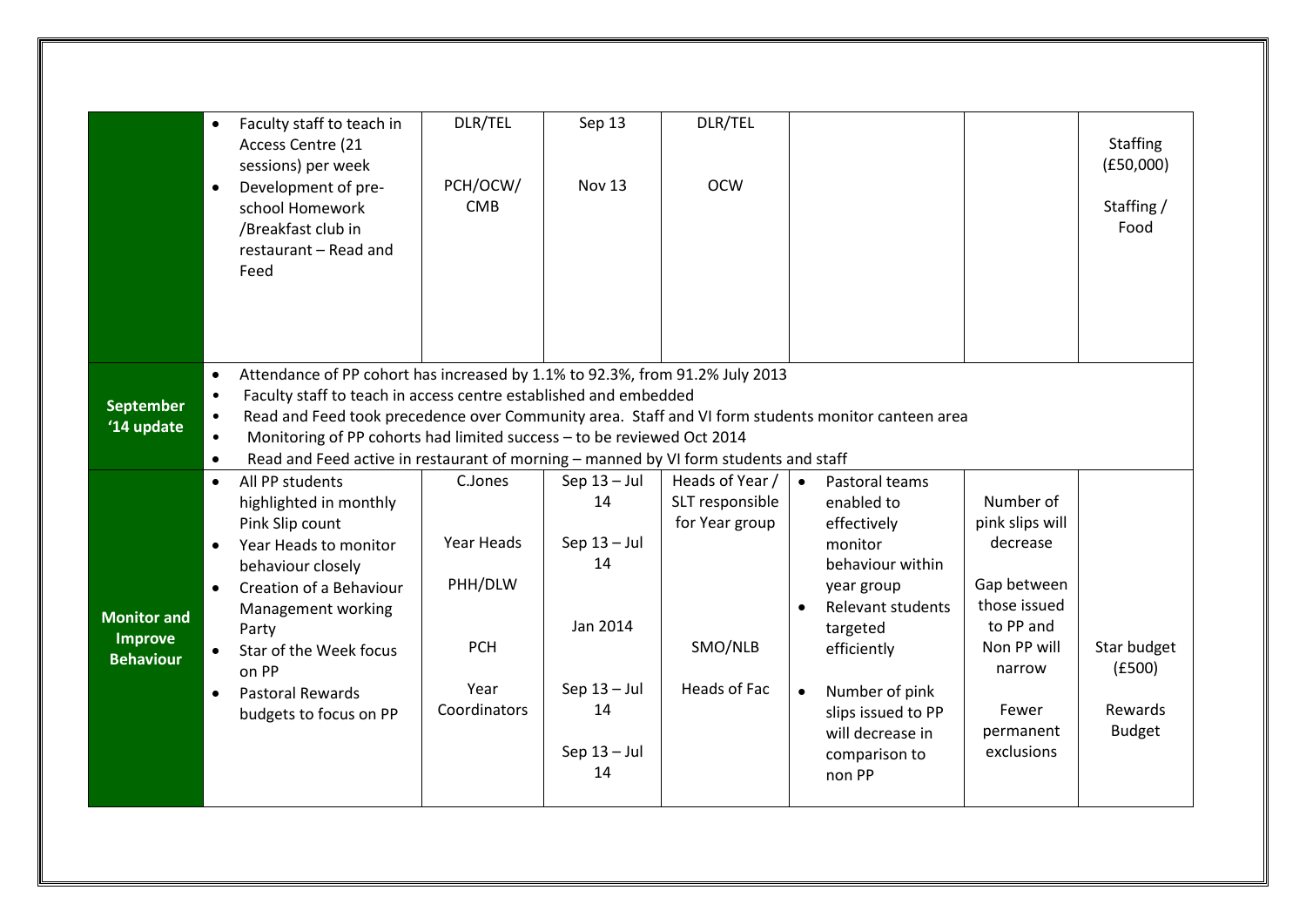| | | | | | | | |
|---|---|---|---|---|---|---|---|
| | • Faculty staff to teach in Access Centre (21 sessions) per week<br>• Development of pre-school Homework /Breakfast club in restaurant – Read and Feed | DLR/TEL<br><br>PCH/OCW/ CMB | Sep 13<br><br>Nov 13 | DLR/TEL<br><br>OCW | | | Staffing (£50,000)<br><br>Staffing / Food |
| **September '14 update** | • Attendance of PP cohort has increased by 1.1% to 92.3%, from 91.2% July 2013<br>• Faculty staff to teach in access centre established and embedded<br>• Read and Feed took precedence over Community area. Staff and VI form students monitor canteen area<br>• Monitoring of PP cohorts had limited success – to be reviewed Oct 2014<br>• Read and Feed active in restaurant of morning – manned by VI form students and staff | | | | | | |
| **Monitor and Improve Behaviour** | • All PP students highlighted in monthly Pink Slip count<br>• Year Heads to monitor behaviour closely<br>• Creation of a Behaviour Management working Party<br>• Star of the Week focus on PP<br>• Pastoral Rewards budgets to focus on PP | C.Jones<br><br>Year Heads<br><br>PHH/DLW<br><br>PCH<br><br>Year Coordinators | Sep 13 – Jul 14<br><br>Sep 13 – Jul 14<br><br>Jan 2014<br><br>Sep 13 – Jul 14<br><br>Sep 13 – Jul 14 | Heads of Year / SLT responsible for Year group<br><br>SMO/NLB<br><br>Heads of Fac | • Pastoral teams enabled to effectively monitor behaviour within year group<br>• Relevant students targeted efficiently<br>• Number of pink slips issued to PP will decrease in comparison to non PP | Number of pink slips will decrease<br><br>Gap between those issued to PP and Non PP will narrow<br><br>Fewer permanent exclusions | Star budget (£500)<br><br>Rewards Budget |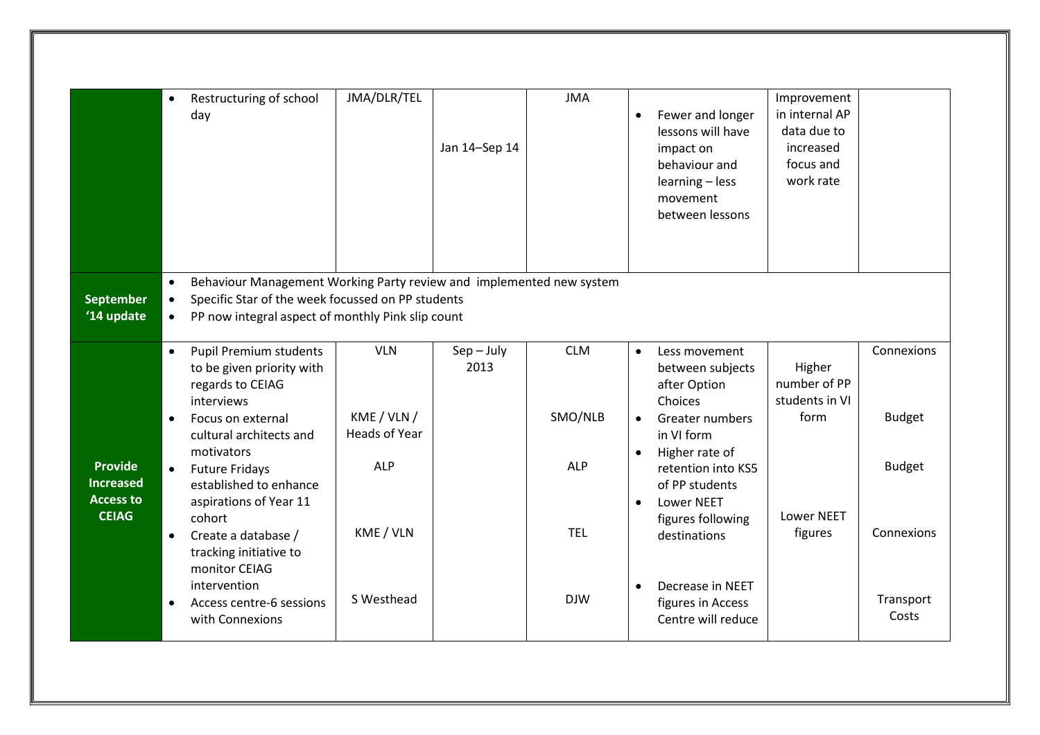| | | | | | | | |
|---|---|---|---|---|---|---|---|
| | • Restructuring of school day | JMA/DLR/TEL | Jan 14–Sep 14 | JMA | • Fewer and longer lessons will have impact on behaviour and learning – less movement between lessons | Improvement in internal AP data due to increased focus and work rate | |
| **September '14 update** | • Behaviour Management Working Party review and implemented new system<br>• Specific Star of the week focussed on PP students<br>• PP now integral aspect of monthly Pink slip count | | | | | | |
| **Provide Increased Access to CEIAG** | • Pupil Premium students to be given priority with regards to CEIAG interviews<br>• Focus on external cultural architects and motivators<br>• Future Fridays established to enhance aspirations of Year 11 cohort<br>• Create a database / tracking initiative to monitor CEIAG intervention<br>• Access centre-6 sessions with Connexions | VLN<br><br>KME / VLN / Heads of Year<br><br>ALP<br><br>KME / VLN<br><br>S Westhead | Sep – July 2013 | CLM<br><br>SMO/NLB<br><br>ALP<br><br>TEL<br><br>DJW | • Less movement between subjects after Option Choices<br>• Greater numbers in VI form<br>• Higher rate of retention into KS5 of PP students<br>• Lower NEET figures following destinations<br>• Decrease in NEET figures in Access Centre will reduce | Higher number of PP students in VI form<br><br>Lower NEET figures | Connexions<br><br>Budget<br><br>Budget<br><br>Connexions<br><br>Transport Costs |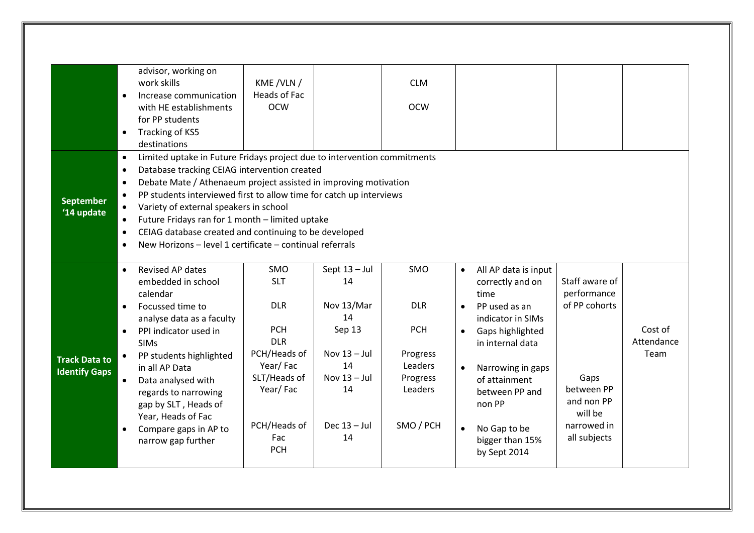| | | | | | | | |
|---|---|---|---|---|---|---|---|
| | • advisor, working on work skills<br>• Increase communication with HE establishments for PP students<br>• Tracking of KS5 destinations | KME /VLN / Heads of Fac<br>OCW | | CLM<br>OCW | | | |
| **September '14 update** | • Limited uptake in Future Fridays project due to intervention commitments<br>• Database tracking CEIAG intervention created<br>• Debate Mate / Athenaeum project assisted in improving motivation<br>• PP students interviewed first to allow time for catch up interviews<br>• Variety of external speakers in school<br>• Future Fridays ran for 1 month – limited uptake<br>• CEIAG database created and continuing to be developed<br>• New Horizons – level 1 certificate – continual referrals | | | | | | |
| **Track Data to Identify Gaps** | • Revised AP dates embedded in school calendar<br>• Focussed time to analyse data as a faculty<br>• PPI indicator used in SIMs<br>• PP students highlighted in all AP Data<br>• Data analysed with regards to narrowing gap by SLT , Heads of Year, Heads of Fac<br>• Compare gaps in AP to narrow gap further | SMO<br>SLT<br>DLR<br>PCH<br>DLR<br>PCH/Heads of Year/ Fac<br>SLT/Heads of Year/ Fac<br>PCH/Heads of Fac<br>PCH | Sept 13 – Jul 14<br>Nov 13/Mar 14<br>Sep 13<br>Nov 13 – Jul 14<br>Nov 13 – Jul 14<br>Dec 13 – Jul 14 | SMO<br>DLR<br>PCH<br>Progress Leaders<br>Progress Leaders<br>SMO / PCH | • All AP data is input correctly and on time<br>• PP used as an indicator in SIMs<br>• Gaps highlighted in internal data<br>• Narrowing in gaps of attainment between PP and non PP<br>• No Gap to be bigger than 15% by Sept 2014 | Staff aware of performance of PP cohorts<br>Gaps between PP and non PP will be narrowed in all subjects | Cost of Attendance Team |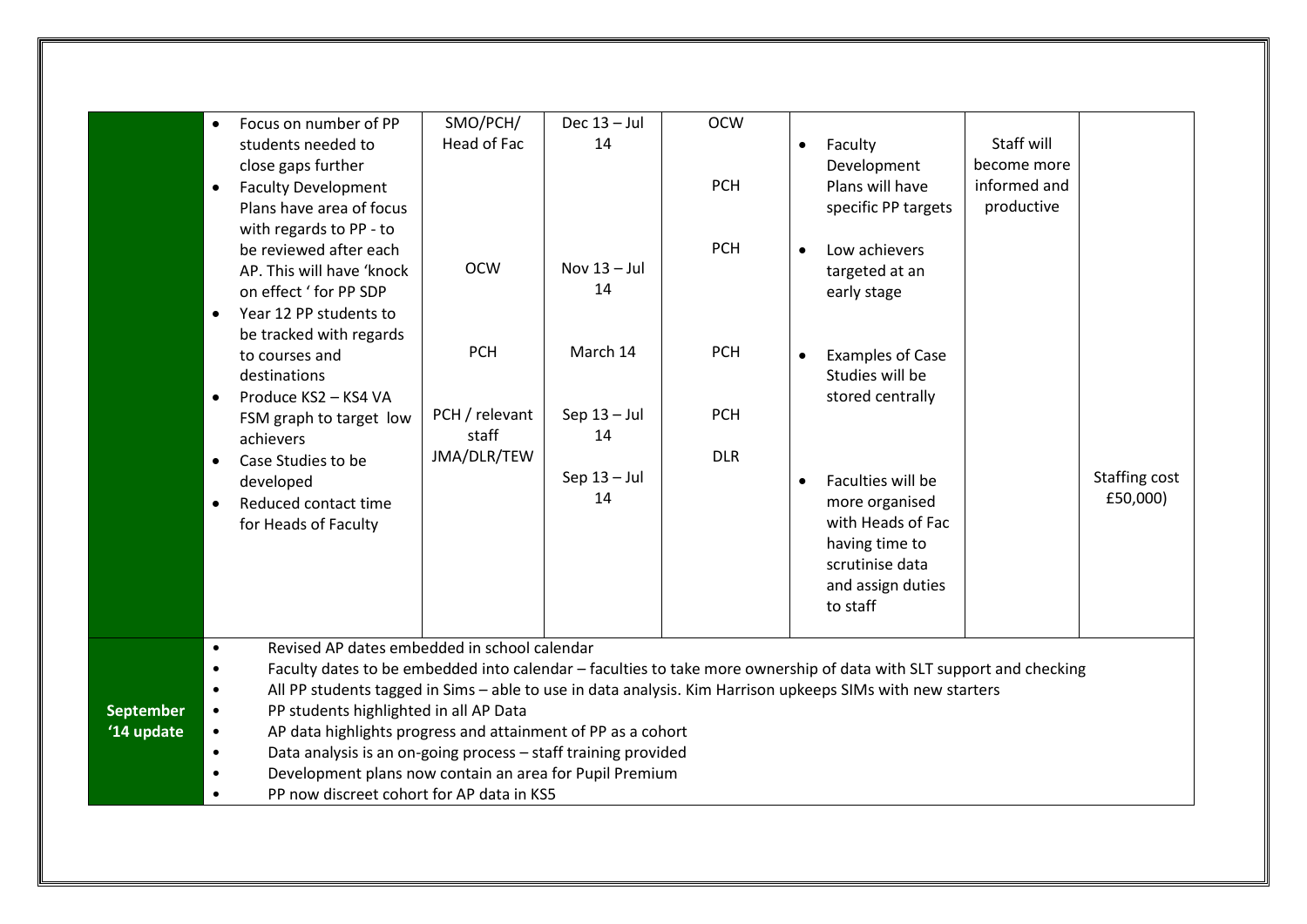| | | | | | | | |
|---|---|---|---|---|---|---|---|
| | • Focus on number of PP students needed to close gaps further<br>• Faculty Development Plans have area of focus with regards to PP - to be reviewed after each AP. This will have 'knock on effect ' for PP SDP<br>• Year 12 PP students to be tracked with regards to courses and destinations<br>• Produce KS2 – KS4 VA FSM graph to target low achievers<br>• Case Studies to be developed<br>• Reduced contact time for Heads of Faculty | SMO/PCH/ Head of Fac<br><br>OCW<br><br>PCH<br><br>PCH / relevant staff<br>JMA/DLR/TEW | Dec 13 – Jul 14<br><br>Nov 13 – Jul 14<br><br>March 14<br><br>Sep 13 – Jul 14<br><br>Sep 13 – Jul 14 | OCW<br><br>PCH<br><br>PCH<br><br>PCH<br><br>PCH<br><br>DLR | • Faculty Development Plans will have specific PP targets<br>• Low achievers targeted at an early stage<br>• Examples of Case Studies will be stored centrally<br>• Faculties will be more organised with Heads of Fac having time to scrutinise data and assign duties to staff | Staff will become more informed and productive | Staffing cost £50,000) |
| **September '14 update** | • Revised AP dates embedded in school calendar<br>• Faculty dates to be embedded into calendar – faculties to take more ownership of data with SLT support and checking<br>• All PP students tagged in Sims – able to use in data analysis. Kim Harrison upkeeps SIMs with new starters<br>• PP students highlighted in all AP Data<br>• AP data highlights progress and attainment of PP as a cohort<br>• Data analysis is an on-going process – staff training provided<br>• Development plans now contain an area for Pupil Premium<br>• PP now discreet cohort for AP data in KS5 | | | | | | |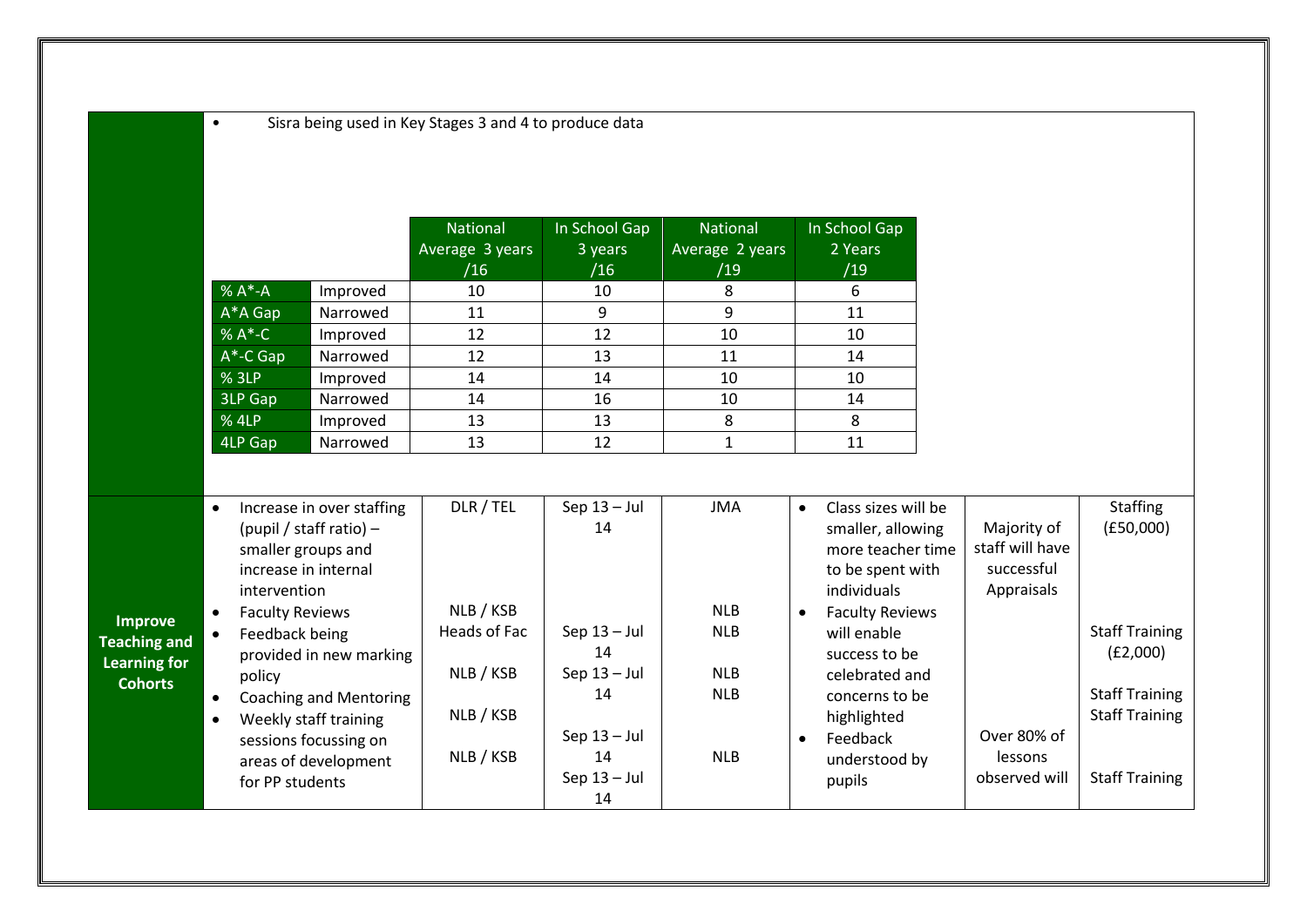- Sisra being used in Key Stages 3 and 4 to produce data

| | | National Average 3 years /16 | In School Gap 3 years /16 | National Average 2 years /19 | In School Gap 2 Years /19 |
|---|---|---|---|---|---|
| % A*-A | Improved | 10 | 10 | 8 | 6 |
| A*A Gap | Narrowed | 11 | 9 | 9 | 11 |
| % A*-C | Improved | 12 | 12 | 10 | 10 |
| A*-C Gap | Narrowed | 12 | 13 | 11 | 14 |
| % 3LP | Improved | 14 | 14 | 10 | 10 |
| 3LP Gap | Narrowed | 14 | 16 | 10 | 14 |
| % 4LP | Improved | 13 | 13 | 8 | 8 |
| 4LP Gap | Narrowed | 13 | 12 | 1 | 11 |

| **Improve Teaching and Learning for Cohorts** | | | | | | |
|---|---|---|---|---|---|---|
| Increase in over staffing (pupil / staff ratio) – smaller groups and increase in internal intervention | DLR / TEL | Sep 13 – Jul 14 | JMA | Class sizes will be smaller, allowing more teacher time to be spent with individuals | Majority of staff will have successful Appraisals | Staffing (£50,000) |
| Faculty Reviews | NLB / KSB | | NLB | Faculty Reviews will enable success to be celebrated and concerns to be highlighted | | |
| Feedback being provided in new marking policy | Heads of Fac | Sep 13 – Jul 14 | NLB | | | Staff Training (£2,000) |
| Coaching and Mentoring | NLB / KSB | Sep 13 – Jul 14 | NLB | | | Staff Training |
| Weekly staff training sessions focussing on areas of development for PP students | NLB / KSB | Sep 13 – Jul 14 | NLB | Feedback understood by pupils | Over 80% of lessons observed will | Staff Training |
| | NLB / KSB | Sep 13 – Jul 14 | | | | Staff Training |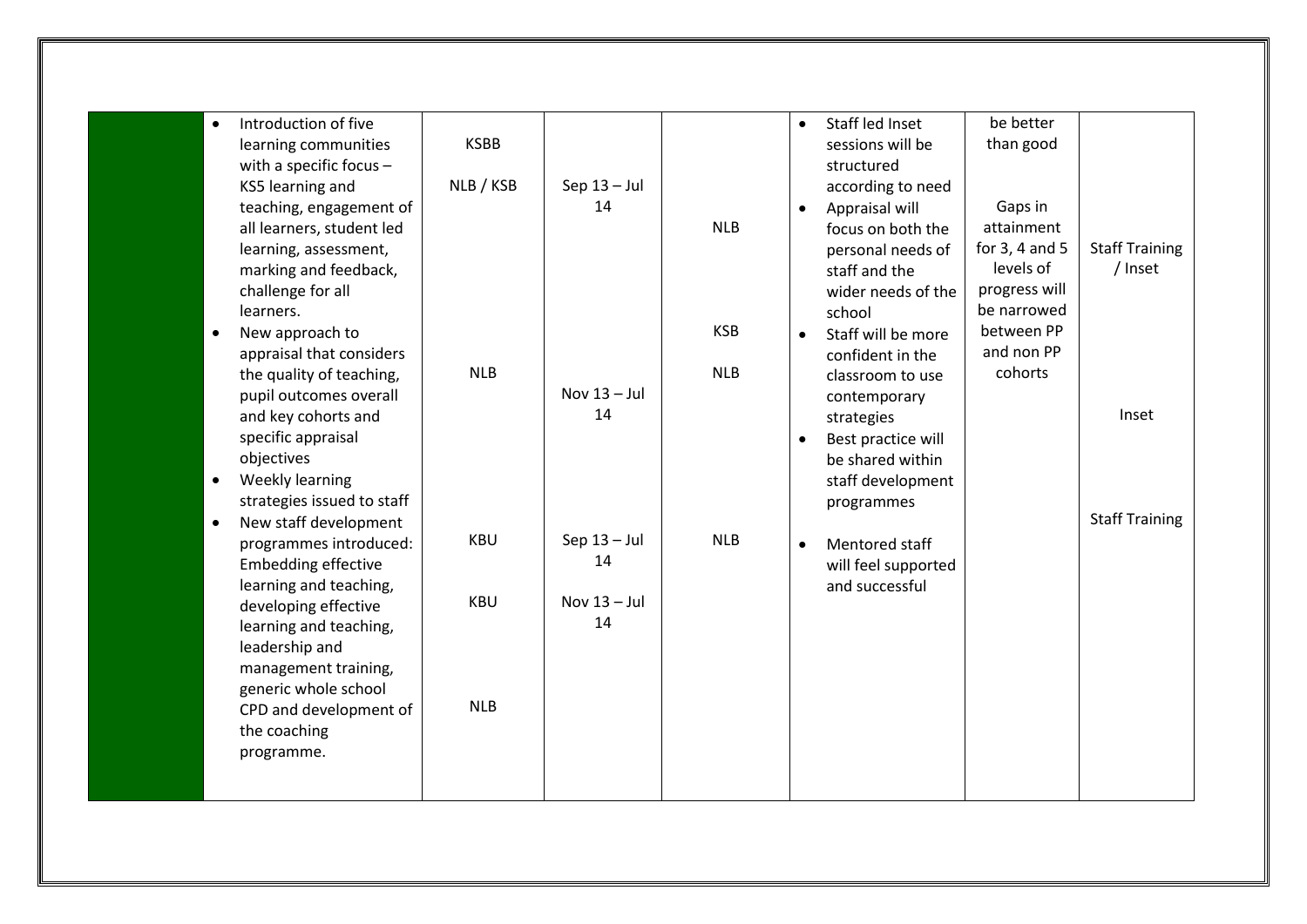| | | | | | | | |
|---|---|---|---|---|---|---|---|
| | • Introduction of five learning communities with a specific focus – KS5 learning and teaching, engagement of all learners, student led learning, assessment, marking and feedback, challenge for all learners.<br>• New approach to appraisal that considers the quality of teaching, pupil outcomes overall and key cohorts and specific appraisal objectives<br>• Weekly learning strategies issued to staff<br>• New staff development programmes introduced: Embedding effective learning and teaching, developing effective learning and teaching, leadership and management training, generic whole school CPD and development of the coaching programme. | KSBB<br><br>NLB / KSB<br><br>NLB<br><br>KBU<br><br>KBU<br><br>NLB | Sep 13 – Jul 14<br><br>Nov 13 – Jul 14<br><br>Sep 13 – Jul 14<br><br>Nov 13 – Jul 14 | NLB<br><br>KSB<br><br>NLB<br><br>NLB | • Staff led Inset sessions will be structured according to need<br>• Appraisal will focus on both the personal needs of staff and the wider needs of the school<br>• Staff will be more confident in the classroom to use contemporary strategies<br>• Best practice will be shared within staff development programmes<br>• Mentored staff will feel supported and successful | be better than good<br><br>Gaps in attainment for 3, 4 and 5 levels of progress will be narrowed between PP and non PP cohorts | Staff Training / Inset<br><br>Inset<br><br>Staff Training |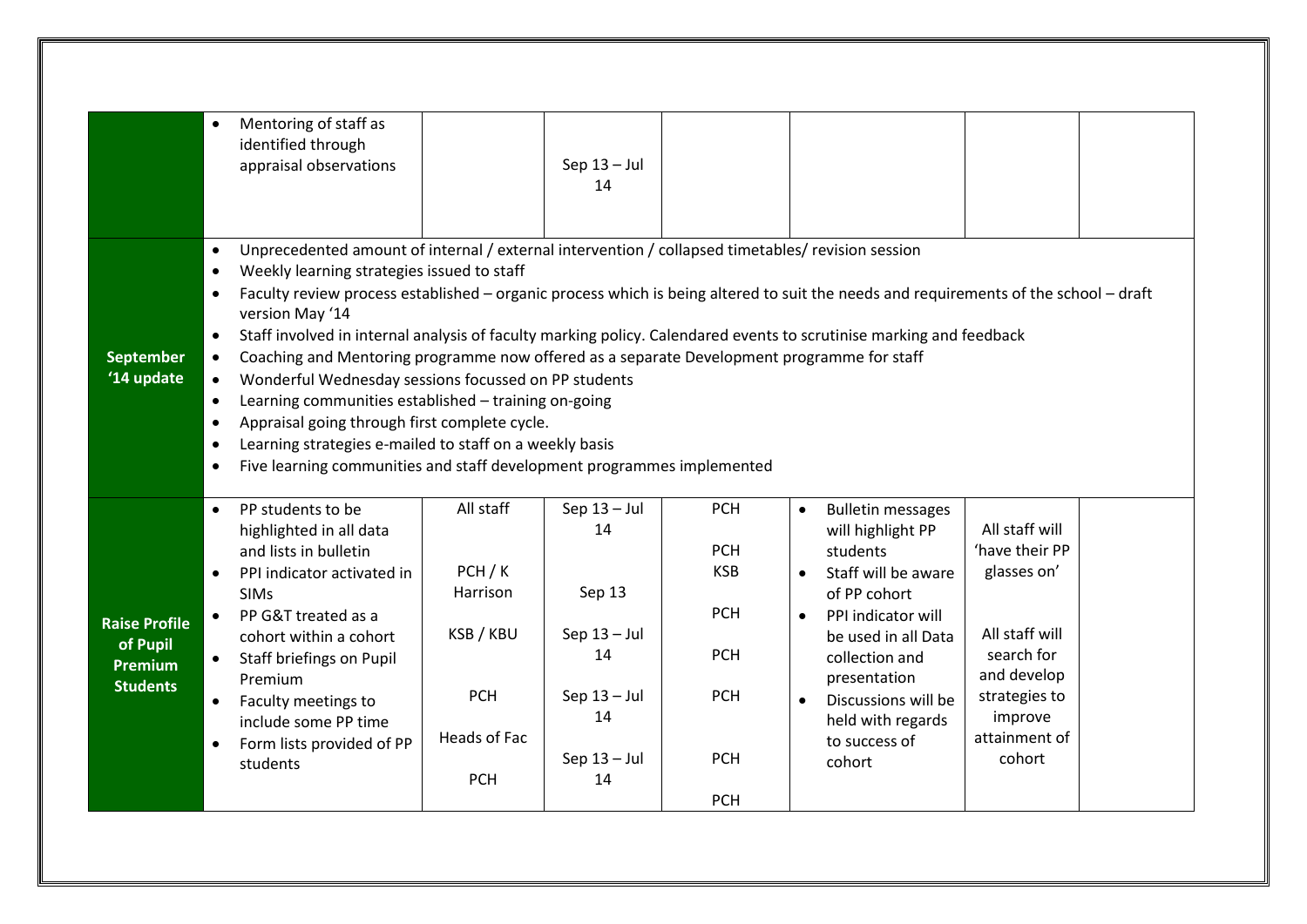| | | | | | | | |
|---|---|---|---|---|---|---|---|
| | • Mentoring of staff as identified through appraisal observations | | Sep 13 – Jul 14 | | | | |
| **September '14 update** | • Unprecedented amount of internal / external intervention / collapsed timetables/ revision session<br>• Weekly learning strategies issued to staff<br>• Faculty review process established – organic process which is being altered to suit the needs and requirements of the school – draft version May '14<br>• Staff involved in internal analysis of faculty marking policy. Calendared events to scrutinise marking and feedback<br>• Coaching and Mentoring programme now offered as a separate Development programme for staff<br>• Wonderful Wednesday sessions focussed on PP students<br>• Learning communities established – training on-going<br>• Appraisal going through first complete cycle.<br>• Learning strategies e-mailed to staff on a weekly basis<br>• Five learning communities and staff development programmes implemented | | | | | | |
| **Raise Profile of Pupil Premium Students** | • PP students to be highlighted in all data and lists in bulletin<br>• PPI indicator activated in SIMs<br>• PP G&T treated as a cohort within a cohort<br>• Staff briefings on Pupil Premium<br>• Faculty meetings to include some PP time<br>• Form lists provided of PP students | All staff<br><br>PCH / K Harrison<br><br>KSB / KBU<br><br>PCH<br><br>Heads of Fac<br><br>PCH | Sep 13 – Jul 14<br><br>Sep 13<br><br>Sep 13 – Jul 14<br><br>Sep 13 – Jul 14<br><br>Sep 13 – Jul 14 | PCH<br><br>PCH<br>KSB<br><br>PCH<br><br>PCH<br><br>PCH<br><br>PCH<br><br>PCH | • Bulletin messages will highlight PP students<br>• Staff will be aware of PP cohort<br>• PPI indicator will be used in all Data collection and presentation<br>• Discussions will be held with regards to success of cohort | All staff will 'have their PP glasses on'<br><br>All staff will search for and develop strategies to improve attainment of cohort | |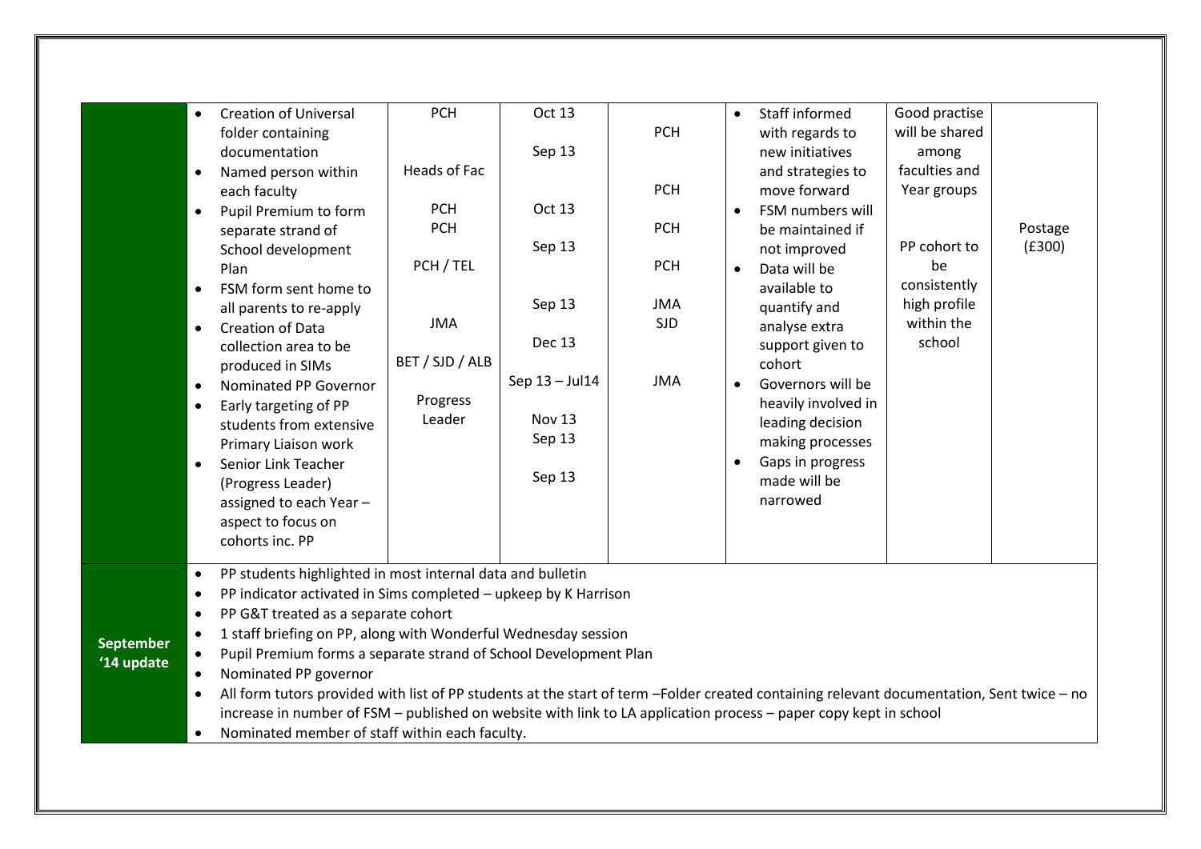| | | | | | | | |
|---|---|---|---|---|---|---|---|
| | • Creation of Universal folder containing documentation<br>• Named person within each faculty<br>• Pupil Premium to form separate strand of School development Plan<br>• FSM form sent home to all parents to re-apply<br>• Creation of Data collection area to be produced in SIMs<br>• Nominated PP Governor<br>• Early targeting of PP students from extensive Primary Liaison work<br>• Senior Link Teacher (Progress Leader) assigned to each Year – aspect to focus on cohorts inc. PP | PCH<br><br>Heads of Fac<br><br>PCH<br>PCH<br><br>PCH / TEL<br><br>JMA<br><br>BET / SJD / ALB<br><br>Progress Leader | Oct 13<br><br>Sep 13<br><br>Oct 13<br><br>Sep 13<br><br>Sep 13<br><br>Dec 13<br><br>Sep 13 – Jul14<br><br>Nov 13<br>Sep 13<br><br>Sep 13 | PCH<br><br>PCH<br><br>PCH<br><br>PCH<br><br>JMA<br>SJD<br><br>JMA | • Staff informed with regards to new initiatives and strategies to move forward<br>• FSM numbers will be maintained if not improved<br>• Data will be available to quantify and analyse extra support given to cohort<br>• Governors will be heavily involved in leading decision making processes<br>• Gaps in progress made will be narrowed | Good practise will be shared among faculties and Year groups<br><br>PP cohort to be consistently high profile within the school | Postage (£300) |
| **September '14 update** | • PP students highlighted in most internal data and bulletin<br>• PP indicator activated in Sims completed – upkeep by K Harrison<br>• PP G&T treated as a separate cohort<br>• 1 staff briefing on PP, along with Wonderful Wednesday session<br>• Pupil Premium forms a separate strand of School Development Plan<br>• Nominated PP governor<br>• All form tutors provided with list of PP students at the start of term –Folder created containing relevant documentation, Sent twice – no increase in number of FSM – published on website with link to LA application process – paper copy kept in school<br>• Nominated member of staff within each faculty. | | | | | | |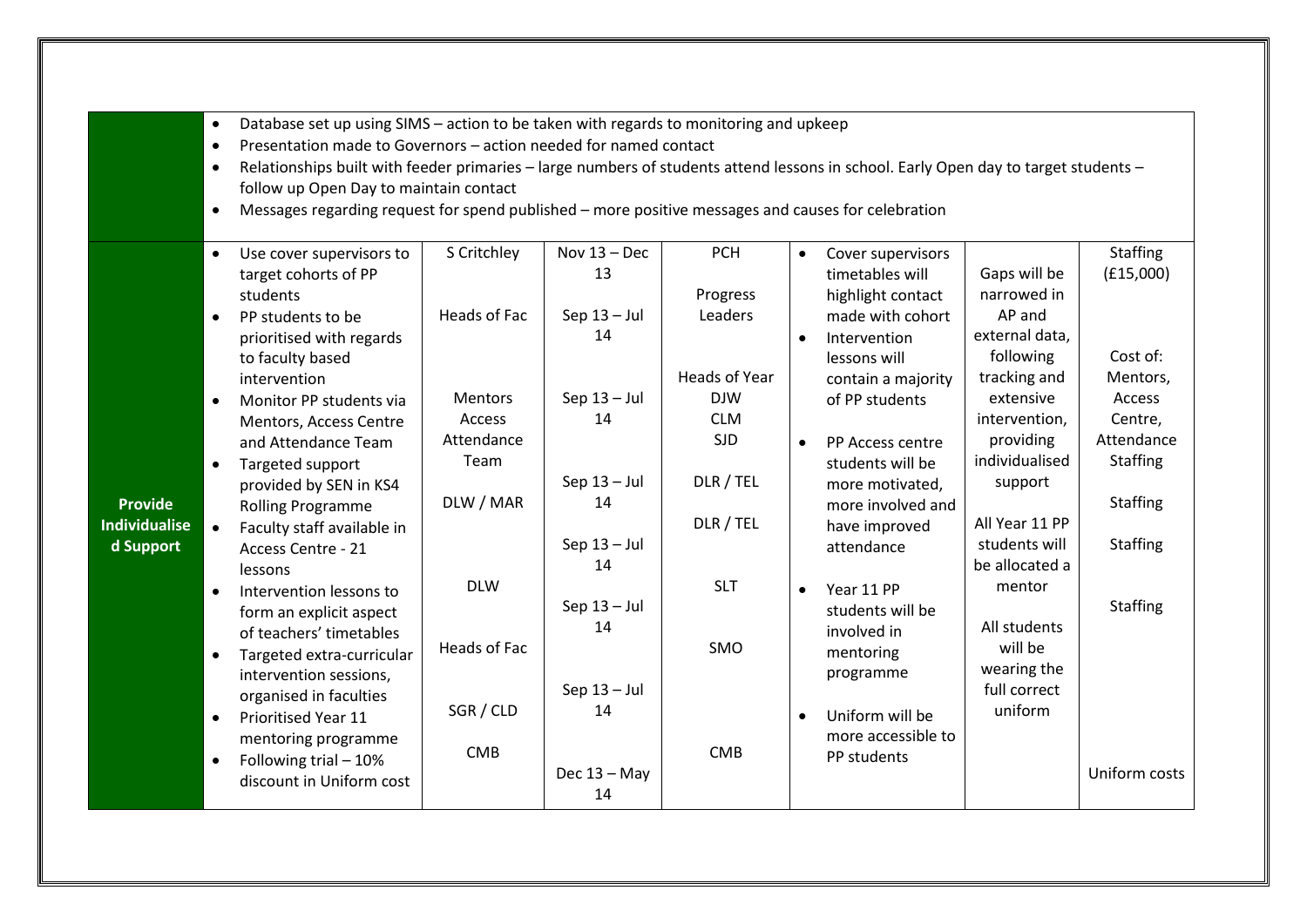| | | | | | | |
|---|---|---|---|---|---|---|
| | • Database set up using SIMS – action to be taken with regards to monitoring and upkeep<br>• Presentation made to Governors – action needed for named contact<br>• Relationships built with feeder primaries – large numbers of students attend lessons in school. Early Open day to target students – follow up Open Day to maintain contact<br>• Messages regarding request for spend published – more positive messages and causes for celebration | | | | | | |
| **Provide Individualised Support** | • Use cover supervisors to target cohorts of PP students<br>• PP students to be prioritised with regards to faculty based intervention<br>• Monitor PP students via Mentors, Access Centre and Attendance Team<br>• Targeted support provided by SEN in KS4 Rolling Programme<br>• Faculty staff available in Access Centre - 21 lessons<br>• Intervention lessons to form an explicit aspect of teachers' timetables<br>• Targeted extra-curricular intervention sessions, organised in faculties<br>• Prioritised Year 11 mentoring programme<br>• Following trial – 10% discount in Uniform cost | S Critchley<br><br>Heads of Fac<br><br>Mentors Access Attendance Team<br><br>DLW / MAR<br><br>DLW<br><br>Heads of Fac<br><br>SGR / CLD<br><br>CMB | Nov 13 – Dec 13<br><br>Sep 13 – Jul 14<br><br>Sep 13 – Jul 14<br><br>Sep 13 – Jul 14<br><br>Sep 13 – Jul 14<br><br>Sep 13 – Jul 14<br><br>Sep 13 – Jul 14<br><br>Dec 13 – May 14 | PCH<br><br>Progress Leaders<br><br>Heads of Year<br>DJW<br>CLM<br>SJD<br><br>DLR / TEL<br><br>DLR / TEL<br><br>SLT<br><br>SMO<br><br>CMB | • Cover supervisors timetables will highlight contact made with cohort<br>• Intervention lessons will contain a majority of PP students<br>• PP Access centre students will be more motivated, more involved and have improved attendance<br>• Year 11 PP students will be involved in mentoring programme<br>• Uniform will be more accessible to PP students | Gaps will be narrowed in AP and external data, following tracking and extensive intervention, providing individualised support<br><br>All Year 11 PP students will be allocated a mentor<br><br>All students will be wearing the full correct uniform | Staffing (£15,000)<br><br>Cost of: Mentors, Access Centre, Attendance Staffing<br><br>Staffing<br><br>Staffing<br><br>Staffing<br><br>Uniform costs |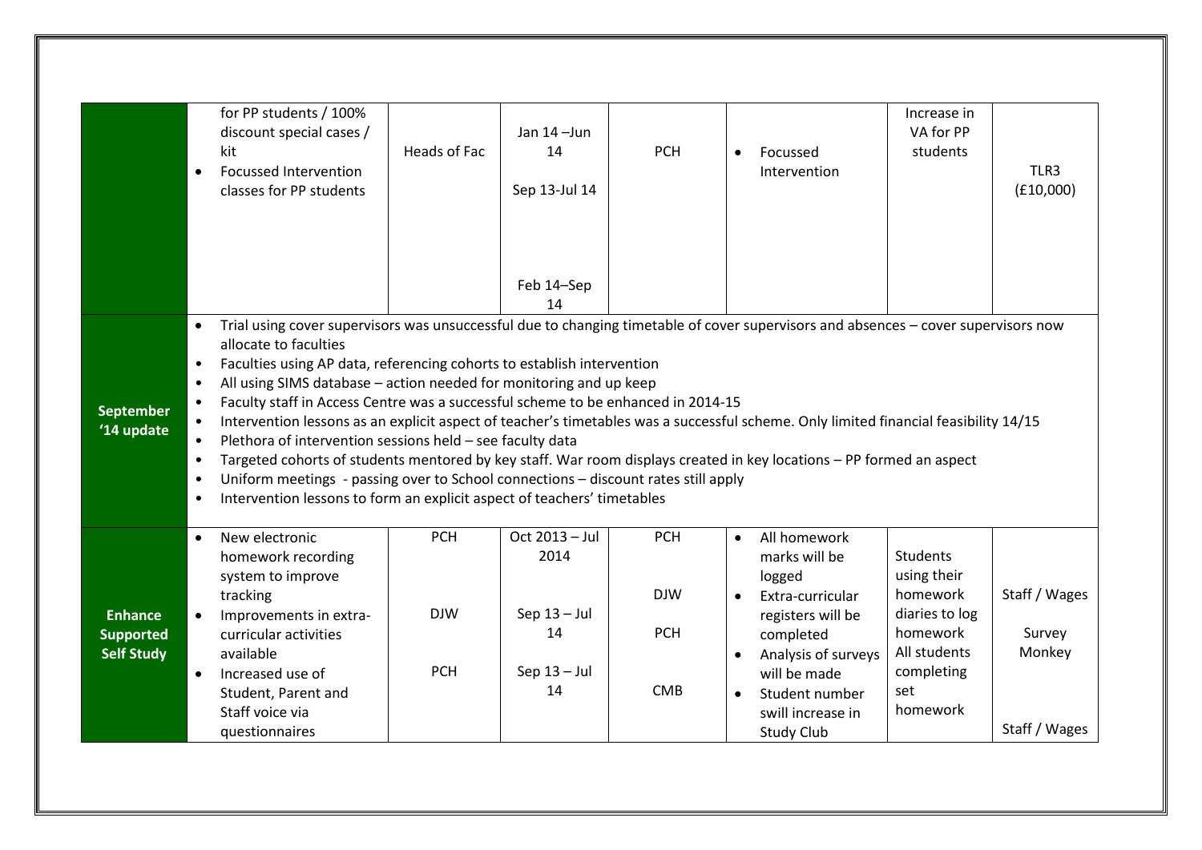| | | | | | | | |
|---|---|---|---|---|---|---|---|
| | for PP students / 100% discount special cases / kit<br>• Focussed Intervention classes for PP students | Heads of Fac | Jan 14 –Jun 14<br><br>Sep 13-Jul 14<br><br>Feb 14–Sep 14 | PCH | • Focussed Intervention | Increase in VA for PP students | TLR3 (£10,000) |
| **September '14 update** | • Trial using cover supervisors was unsuccessful due to changing timetable of cover supervisors and absences – cover supervisors now allocate to faculties<br>• Faculties using AP data, referencing cohorts to establish intervention<br>• All using SIMS database – action needed for monitoring and up keep<br>• Faculty staff in Access Centre was a successful scheme to be enhanced in 2014-15<br>• Intervention lessons as an explicit aspect of teacher's timetables was a successful scheme. Only limited financial feasibility 14/15<br>• Plethora of intervention sessions held – see faculty data<br>• Targeted cohorts of students mentored by key staff. War room displays created in key locations – PP formed an aspect<br>• Uniform meetings - passing over to School connections – discount rates still apply<br>• Intervention lessons to form an explicit aspect of teachers' timetables | | | | | | |
| **Enhance Supported Self Study** | • New electronic homework recording system to improve tracking<br>• Improvements in extra-curricular activities available<br>• Increased use of Student, Parent and Staff voice via questionnaires | PCH<br><br>DJW<br><br>PCH | Oct 2013 – Jul 2014<br><br>Sep 13 – Jul 14<br><br>Sep 13 – Jul 14 | PCH<br><br>DJW<br><br>PCH<br><br>CMB | • All homework marks will be logged<br>• Extra-curricular registers will be completed<br>• Analysis of surveys will be made<br>• Student number swill increase in Study Club | Students using their homework diaries to log homework<br>All students completing set homework | Staff / Wages<br><br>Survey Monkey<br><br>Staff / Wages |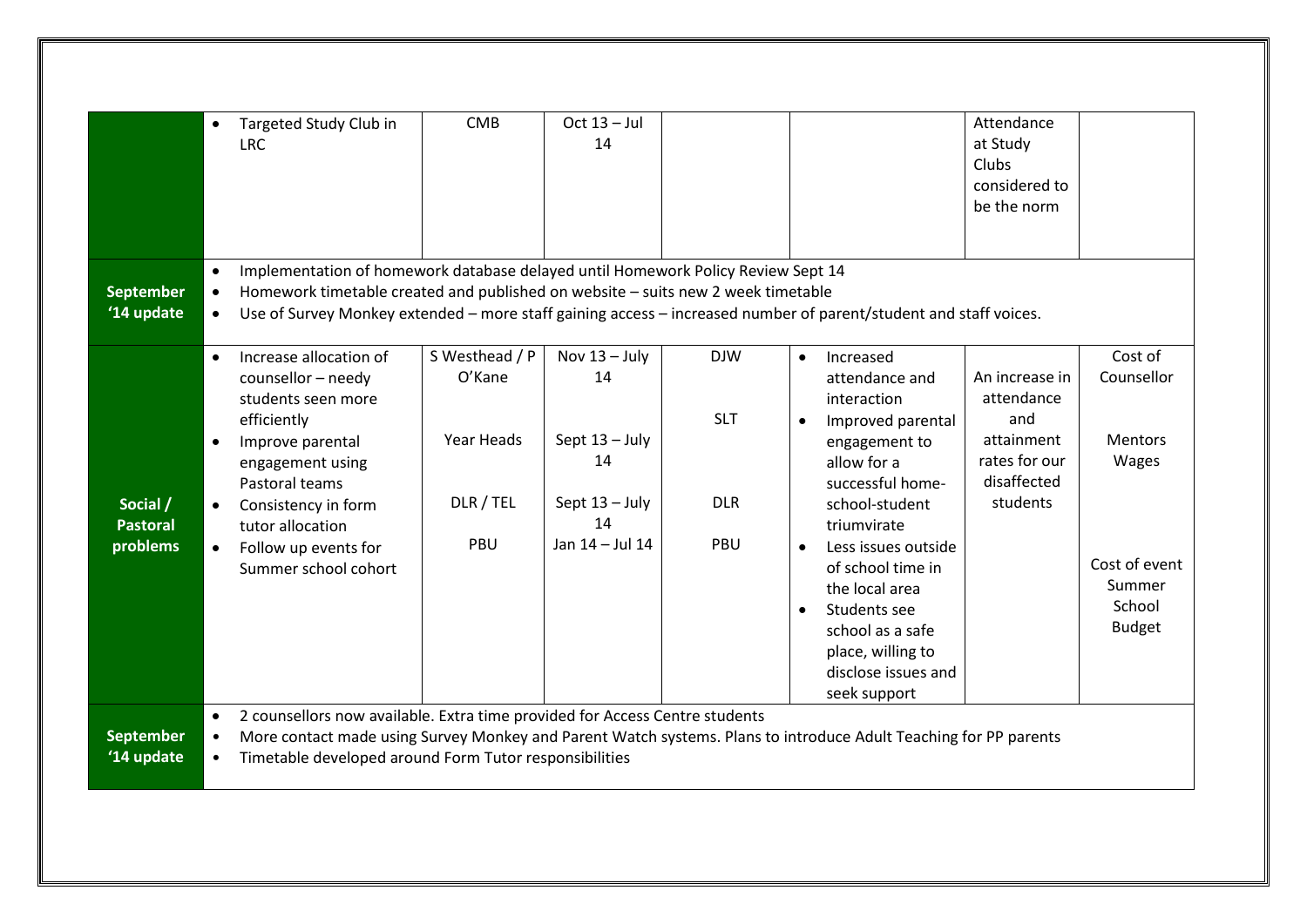| | | | | | | | |
|---|---|---|---|---|---|---|---|
| | • Targeted Study Club in LRC | CMB | Oct 13 – Jul 14 | | | Attendance at Study Clubs considered to be the norm | |
| **September '14 update** | • Implementation of homework database delayed until Homework Policy Review Sept 14<br>• Homework timetable created and published on website – suits new 2 week timetable<br>• Use of Survey Monkey extended – more staff gaining access – increased number of parent/student and staff voices. | | | | | | |
| **Social / Pastoral problems** | • Increase allocation of counsellor – needy students seen more efficiently<br>• Improve parental engagement using Pastoral teams<br>• Consistency in form tutor allocation<br>• Follow up events for Summer school cohort | S Westhead / P O'Kane<br><br>Year Heads<br><br>DLR / TEL<br><br>PBU | Nov 13 – July 14<br><br>Sept 13 – July 14<br><br>Sept 13 – July 14<br><br>Jan 14 – Jul 14 | DJW<br><br>SLT<br><br>DLR<br><br>PBU | • Increased attendance and interaction<br>• Improved parental engagement to allow for a successful home-school-student triumvirate<br>• Less issues outside of school time in the local area<br>• Students see school as a safe place, willing to disclose issues and seek support | An increase in attendance and attainment rates for our disaffected students | Cost of Counsellor<br><br>Mentors Wages<br><br>Cost of event Summer School Budget |
| **September '14 update** | • 2 counsellors now available. Extra time provided for Access Centre students<br>• More contact made using Survey Monkey and Parent Watch systems. Plans to introduce Adult Teaching for PP parents<br>• Timetable developed around Form Tutor responsibilities | | | | | | |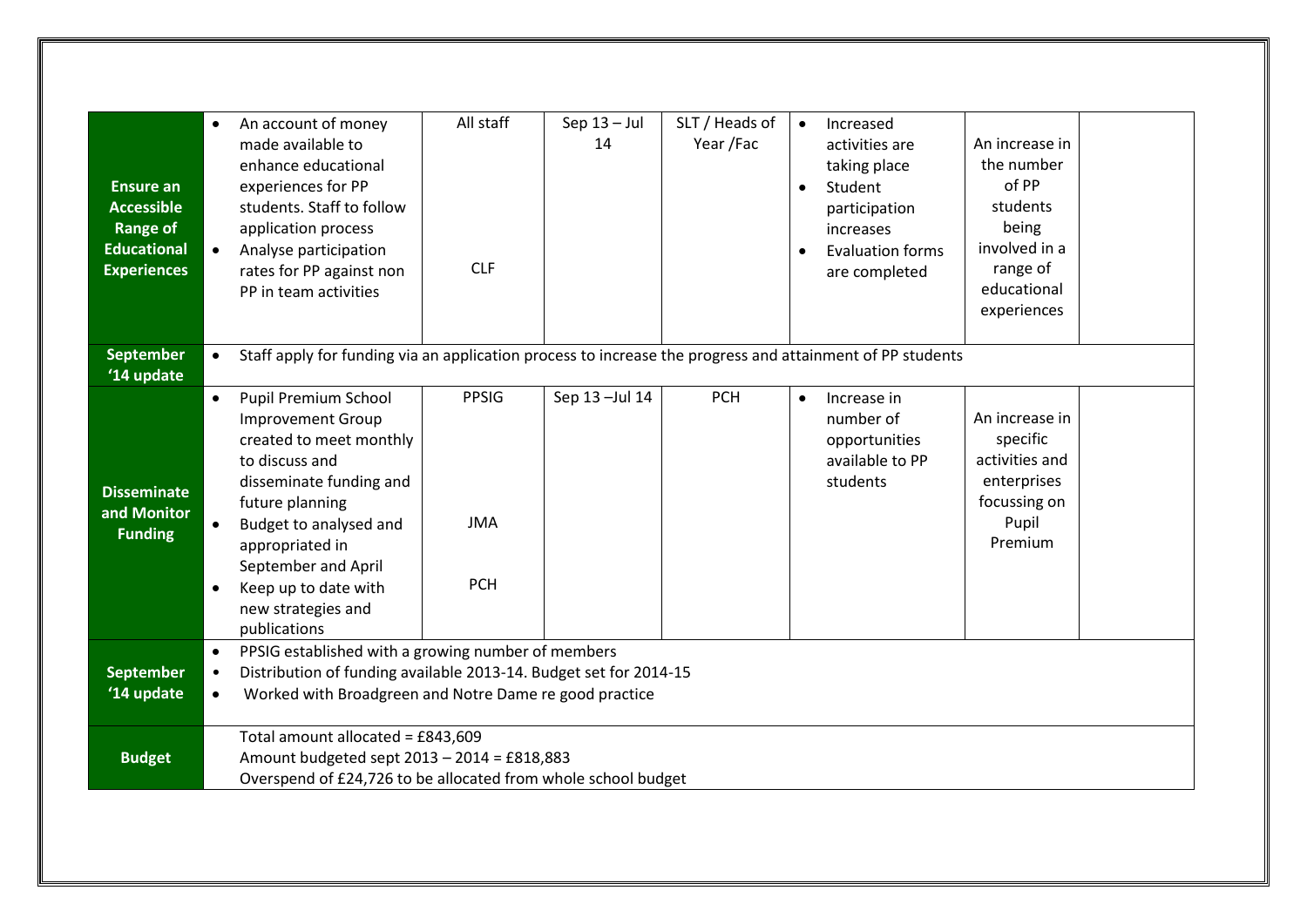| | | | | | | | |
|---|---|---|---|---|---|---|---|
| **Ensure an Accessible Range of Educational Experiences** | • An account of money made available to enhance educational experiences for PP students. Staff to follow application process<br>• Analyse participation rates for PP against non PP in team activities | All staff<br><br>CLF | Sep 13 – Jul 14 | SLT / Heads of Year /Fac | • Increased activities are taking place<br>• Student participation increases<br>• Evaluation forms are completed | An increase in the number of PP students being involved in a range of educational experiences | |
| **September '14 update** | • Staff apply for funding via an application process to increase the progress and attainment of PP students | | | | | | |
| **Disseminate and Monitor Funding** | • Pupil Premium School Improvement Group created to meet monthly to discuss and disseminate funding and future planning<br>• Budget to analysed and appropriated in September and April<br>• Keep up to date with new strategies and publications | PPSIG<br><br>JMA<br><br>PCH | Sep 13 –Jul 14 | PCH | • Increase in number of opportunities available to PP students | An increase in specific activities and enterprises focussing on Pupil Premium | |
| **September '14 update** | • PPSIG established with a growing number of members<br>• Distribution of funding available 2013-14. Budget set for 2014-15<br>• Worked with Broadgreen and Notre Dame re good practice | | | | | | |
| **Budget** | Total amount allocated = £843,609<br>Amount budgeted sept 2013 – 2014 = £818,883<br>Overspend of £24,726 to be allocated from whole school budget | | | | | | |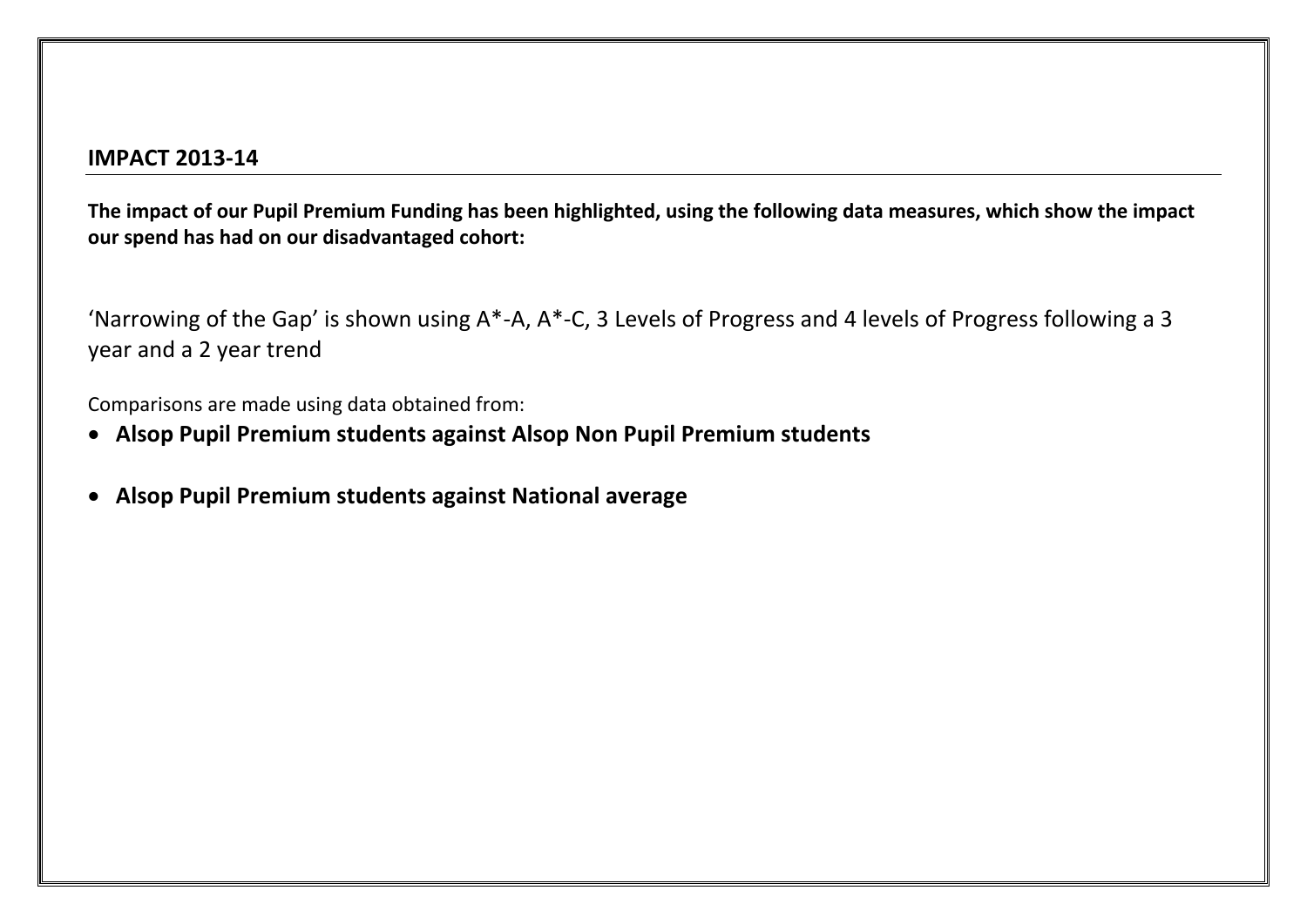## IMPACT 2013-14

**The impact of our Pupil Premium Funding has been highlighted, using the following data measures, which show the impact our spend has had on our disadvantaged cohort:**

'Narrowing of the Gap' is shown using A*-A, A*-C, 3 Levels of Progress and 4 levels of Progress following a 3 year and a 2 year trend

Comparisons are made using data obtained from:

- **Alsop Pupil Premium students against Alsop Non Pupil Premium students**
- **Alsop Pupil Premium students against National average**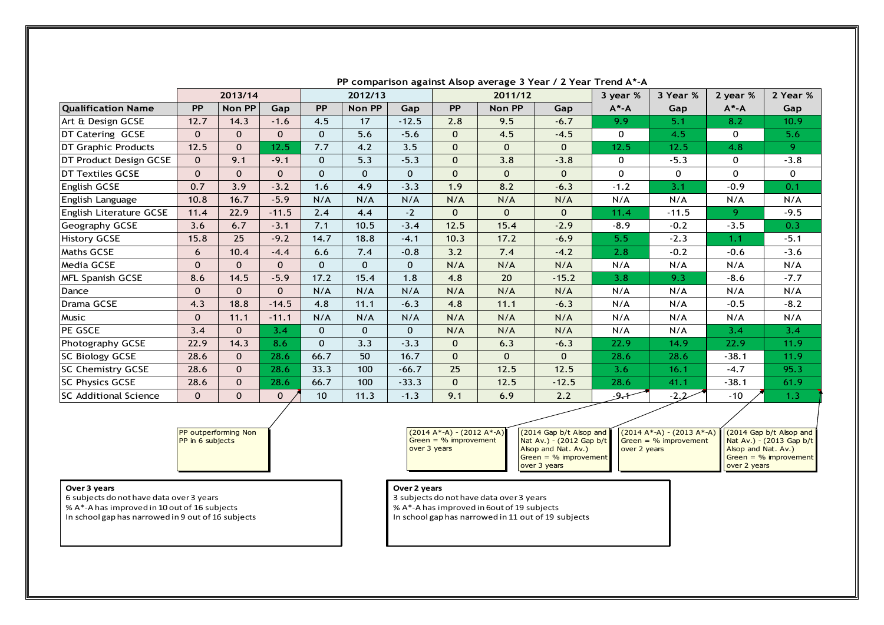**PP comparison against Alsop average 3 Year / 2 Year Trend A*-A**

| | 2013/14 | | | 2012/13 | | | 2011/12 | | | 3 year % | 3 Year % | 2 year % | 2 Year % |
|---|---|---|---|---|---|---|---|---|---|---|---|---|---|
| Qualification Name | PP | Non PP | Gap | PP | Non PP | Gap | PP | Non PP | Gap | A*-A | Gap | A*-A | Gap |
| Art & Design GCSE | 12.7 | 14.3 | -1.6 | 4.5 | 17 | -12.5 | 2.8 | 9.5 | -6.7 | 9.9 | 5.1 | 8.2 | 10.9 |
| DT Catering GCSE | 0 | 0 | 0 | 0 | 5.6 | -5.6 | 0 | 4.5 | -4.5 | 0 | 4.5 | 0 | 5.6 |
| DT Graphic Products | 12.5 | 0 | 12.5 | 7.7 | 4.2 | 3.5 | 0 | 0 | 0 | 12.5 | 12.5 | 4.8 | 9 |
| DT Product Design GCSE | 0 | 9.1 | -9.1 | 0 | 5.3 | -5.3 | 0 | 3.8 | -3.8 | 0 | -5.3 | 0 | -3.8 |
| DT Textiles GCSE | 0 | 0 | 0 | 0 | 0 | 0 | 0 | 0 | 0 | 0 | 0 | 0 | 0 |
| English GCSE | 0.7 | 3.9 | -3.2 | 1.6 | 4.9 | -3.3 | 1.9 | 8.2 | -6.3 | -1.2 | 3.1 | -0.9 | 0.1 |
| English Language | 10.8 | 16.7 | -5.9 | N/A | N/A | N/A | N/A | N/A | N/A | N/A | N/A | N/A | N/A |
| English Literature GCSE | 11.4 | 22.9 | -11.5 | 2.4 | 4.4 | -2 | 0 | 0 | 0 | 11.4 | -11.5 | 9 | -9.5 |
| Geography GCSE | 3.6 | 6.7 | -3.1 | 7.1 | 10.5 | -3.4 | 12.5 | 15.4 | -2.9 | -8.9 | -0.2 | -3.5 | 0.3 |
| History GCSE | 15.8 | 25 | -9.2 | 14.7 | 18.8 | -4.1 | 10.3 | 17.2 | -6.9 | 5.5 | -2.3 | 1.1 | -5.1 |
| Maths GCSE | 6 | 10.4 | -4.4 | 6.6 | 7.4 | -0.8 | 3.2 | 7.4 | -4.2 | 2.8 | -0.2 | -0.6 | -3.6 |
| Media GCSE | 0 | 0 | 0 | 0 | 0 | 0 | N/A | N/A | N/A | N/A | N/A | N/A | N/A |
| MFL Spanish GCSE | 8.6 | 14.5 | -5.9 | 17.2 | 15.4 | 1.8 | 4.8 | 20 | -15.2 | 3.8 | 9.3 | -8.6 | -7.7 |
| Dance | 0 | 0 | 0 | N/A | N/A | N/A | N/A | N/A | N/A | N/A | N/A | N/A | N/A |
| Drama GCSE | 4.3 | 18.8 | -14.5 | 4.8 | 11.1 | -6.3 | 4.8 | 11.1 | -6.3 | N/A | N/A | -0.5 | -8.2 |
| Music | 0 | 11.1 | -11.1 | N/A | N/A | N/A | N/A | N/A | N/A | N/A | N/A | N/A | N/A |
| PE GSCE | 3.4 | 0 | 3.4 | 0 | 0 | 0 | N/A | N/A | N/A | N/A | N/A | 3.4 | 3.4 |
| Photography GCSE | 22.9 | 14.3 | 8.6 | 0 | 3.3 | -3.3 | 0 | 6.3 | -6.3 | 22.9 | 14.9 | 22.9 | 11.9 |
| SC Biology GCSE | 28.6 | 0 | 28.6 | 66.7 | 50 | 16.7 | 0 | 0 | 0 | 28.6 | 28.6 | -38.1 | 11.9 |
| SC Chemistry GCSE | 28.6 | 0 | 28.6 | 33.3 | 100 | -66.7 | 25 | 12.5 | 12.5 | 3.6 | 16.1 | -4.7 | 95.3 |
| SC Physics GCSE | 28.6 | 0 | 28.6 | 66.7 | 100 | -33.3 | 0 | 12.5 | -12.5 | 28.6 | 41.1 | -38.1 | 61.9 |
| SC Additional Science | 0 | 0 | 0 | 10 | 11.3 | -1.3 | 9.1 | 6.9 | 2.2 | -9.1 | -2.2 | -10 | 1.3 |

PP outperforming Non PP in 6 subjects

(2014 A*-A) - (2012 A*-A) Green = % improvement over 3 years

(2014 Gap b/t Alsop and Nat Av.) - (2012 Gap b/t Alsop and Nat. Av.) Green = % improvement over 3 years

(2014 A*-A) - (2013 A*-A) Green = % improvement over 2 years

(2014 Gap b/t Alsop and Nat Av.) - (2013 Gap b/t Alsop and Nat. Av.) Green = % improvement over 2 years

**Over 3 years**
6 subjects do not have data over 3 years
% A*-A has improved in 10 out of 16 subjects
In school gap has narrowed in 9 out of 16 subjects

**Over 2 years**
3 subjects do not have data over 3 years
% A*-A has improved in 6out of 19 subjects
In school gap has narrowed in 11 out of 19 subjects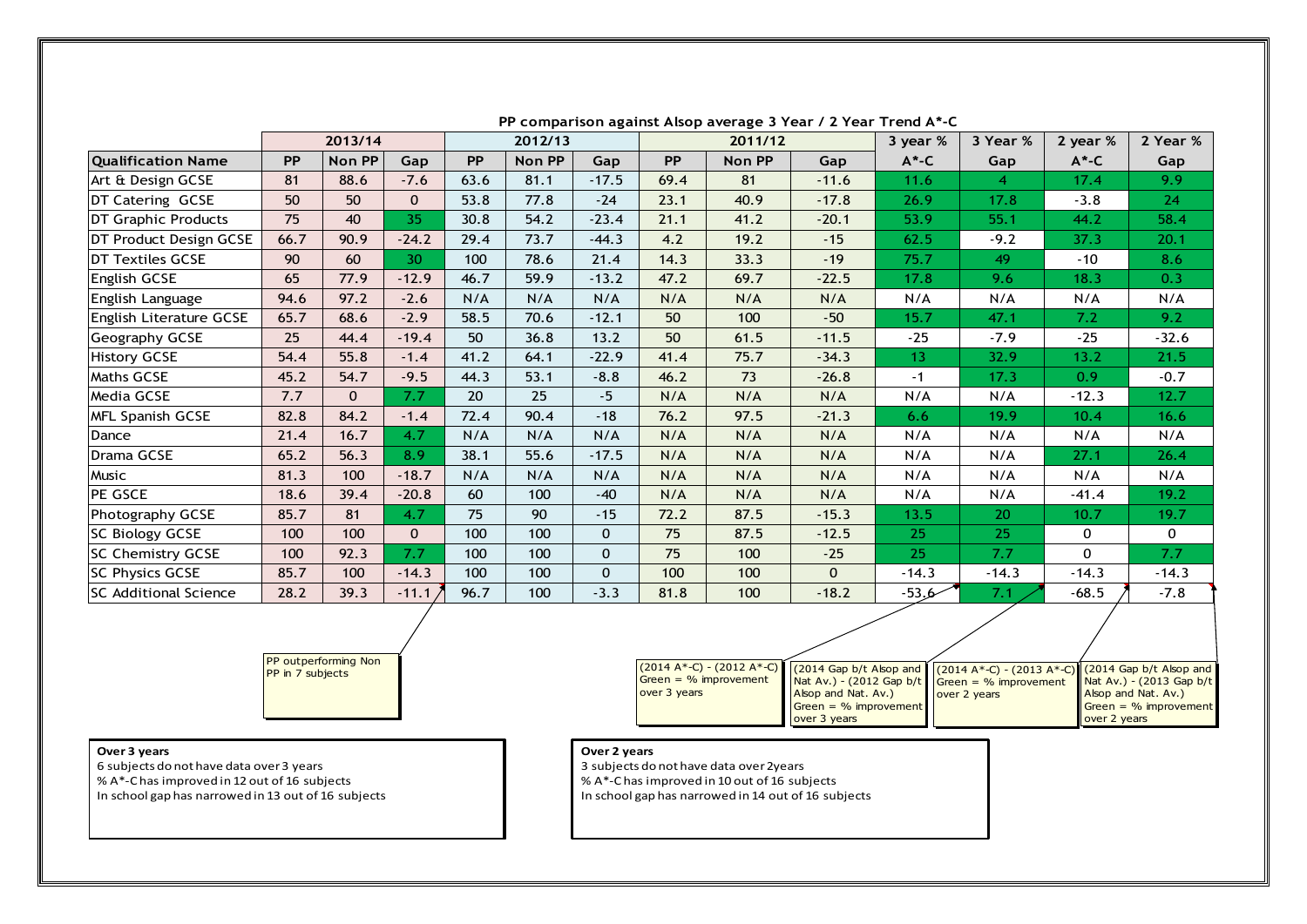**PP comparison against Alsop average 3 Year / 2 Year Trend A*-C**

| | 2013/14 | | | 2012/13 | | | 2011/12 | | | 3 year % | 3 Year % | 2 year % | 2 Year % |
|---|---|---|---|---|---|---|---|---|---|---|---|---|---|
| **Qualification Name** | **PP** | **Non PP** | **Gap** | **PP** | **Non PP** | **Gap** | **PP** | **Non PP** | **Gap** | **A*-C** | **Gap** | **A*-C** | **Gap** |
| Art & Design GCSE | 81 | 88.6 | -7.6 | 63.6 | 81.1 | -17.5 | 69.4 | 81 | -11.6 | 11.6 | 4 | 17.4 | 9.9 |
| DT Catering GCSE | 50 | 50 | 0 | 53.8 | 77.8 | -24 | 23.1 | 40.9 | -17.8 | 26.9 | 17.8 | -3.8 | 24 |
| DT Graphic Products | 75 | 40 | 35 | 30.8 | 54.2 | -23.4 | 21.1 | 41.2 | -20.1 | 53.9 | 55.1 | 44.2 | 58.4 |
| DT Product Design GCSE | 66.7 | 90.9 | -24.2 | 29.4 | 73.7 | -44.3 | 4.2 | 19.2 | -15 | 62.5 | -9.2 | 37.3 | 20.1 |
| DT Textiles GCSE | 90 | 60 | 30 | 100 | 78.6 | 21.4 | 14.3 | 33.3 | -19 | 75.7 | 49 | -10 | 8.6 |
| English GCSE | 65 | 77.9 | -12.9 | 46.7 | 59.9 | -13.2 | 47.2 | 69.7 | -22.5 | 17.8 | 9.6 | 18.3 | 0.3 |
| English Language | 94.6 | 97.2 | -2.6 | N/A | N/A | N/A | N/A | N/A | N/A | N/A | N/A | N/A | N/A |
| English Literature GCSE | 65.7 | 68.6 | -2.9 | 58.5 | 70.6 | -12.1 | 50 | 100 | -50 | 15.7 | 47.1 | 7.2 | 9.2 |
| Geography GCSE | 25 | 44.4 | -19.4 | 50 | 36.8 | 13.2 | 50 | 61.5 | -11.5 | -25 | -7.9 | -25 | -32.6 |
| History GCSE | 54.4 | 55.8 | -1.4 | 41.2 | 64.1 | -22.9 | 41.4 | 75.7 | -34.3 | 13 | 32.9 | 13.2 | 21.5 |
| Maths GCSE | 45.2 | 54.7 | -9.5 | 44.3 | 53.1 | -8.8 | 46.2 | 73 | -26.8 | -1 | 17.3 | 0.9 | -0.7 |
| Media GCSE | 7.7 | 0 | 7.7 | 20 | 25 | -5 | N/A | N/A | N/A | N/A | N/A | -12.3 | 12.7 |
| MFL Spanish GCSE | 82.8 | 84.2 | -1.4 | 72.4 | 90.4 | -18 | 76.2 | 97.5 | -21.3 | 6.6 | 19.9 | 10.4 | 16.6 |
| Dance | 21.4 | 16.7 | 4.7 | N/A | N/A | N/A | N/A | N/A | N/A | N/A | N/A | N/A | N/A |
| Drama GCSE | 65.2 | 56.3 | 8.9 | 38.1 | 55.6 | -17.5 | N/A | N/A | N/A | N/A | N/A | 27.1 | 26.4 |
| Music | 81.3 | 100 | -18.7 | N/A | N/A | N/A | N/A | N/A | N/A | N/A | N/A | N/A | N/A |
| PE GSCE | 18.6 | 39.4 | -20.8 | 60 | 100 | -40 | N/A | N/A | N/A | N/A | N/A | -41.4 | 19.2 |
| Photography GCSE | 85.7 | 81 | 4.7 | 75 | 90 | -15 | 72.2 | 87.5 | -15.3 | 13.5 | 20 | 10.7 | 19.7 |
| SC Biology GCSE | 100 | 100 | 0 | 100 | 100 | 0 | 75 | 87.5 | -12.5 | 25 | 25 | 0 | 0 |
| SC Chemistry GCSE | 100 | 92.3 | 7.7 | 100 | 100 | 0 | 75 | 100 | -25 | 25 | 7.7 | 0 | 7.7 |
| SC Physics GCSE | 85.7 | 100 | -14.3 | 100 | 100 | 0 | 100 | 100 | 0 | -14.3 | -14.3 | -14.3 | -14.3 |
| SC Additional Science | 28.2 | 39.3 | -11.1 | 96.7 | 100 | -3.3 | 81.8 | 100 | -18.2 | -53.6 | 7.1 | -68.5 | -7.8 |

PP outperforming Non PP in 7 subjects

(2014 A*-C) - (2012 A*-C)
Green = % improvement over 3 years

(2014 Gap b/t Alsop and Nat Av.) - (2012 Gap b/t Alsop and Nat. Av.)
Green = % improvement over 3 years

(2014 A*-C) - (2013 A*-C)
Green = % improvement over 2 years

(2014 Gap b/t Alsop and Nat Av.) - (2013 Gap b/t Alsop and Nat. Av.)
Green = % improvement over 2 years

**Over 3 years**
6 subjects do not have data over 3 years
% A*-C has improved in 12 out of 16 subjects
In school gap has narrowed in 13 out of 16 subjects

**Over 2 years**
3 subjects do not have data over 2years
% A*-C has improved in 10 out of 16 subjects
In school gap has narrowed in 14 out of 16 subjects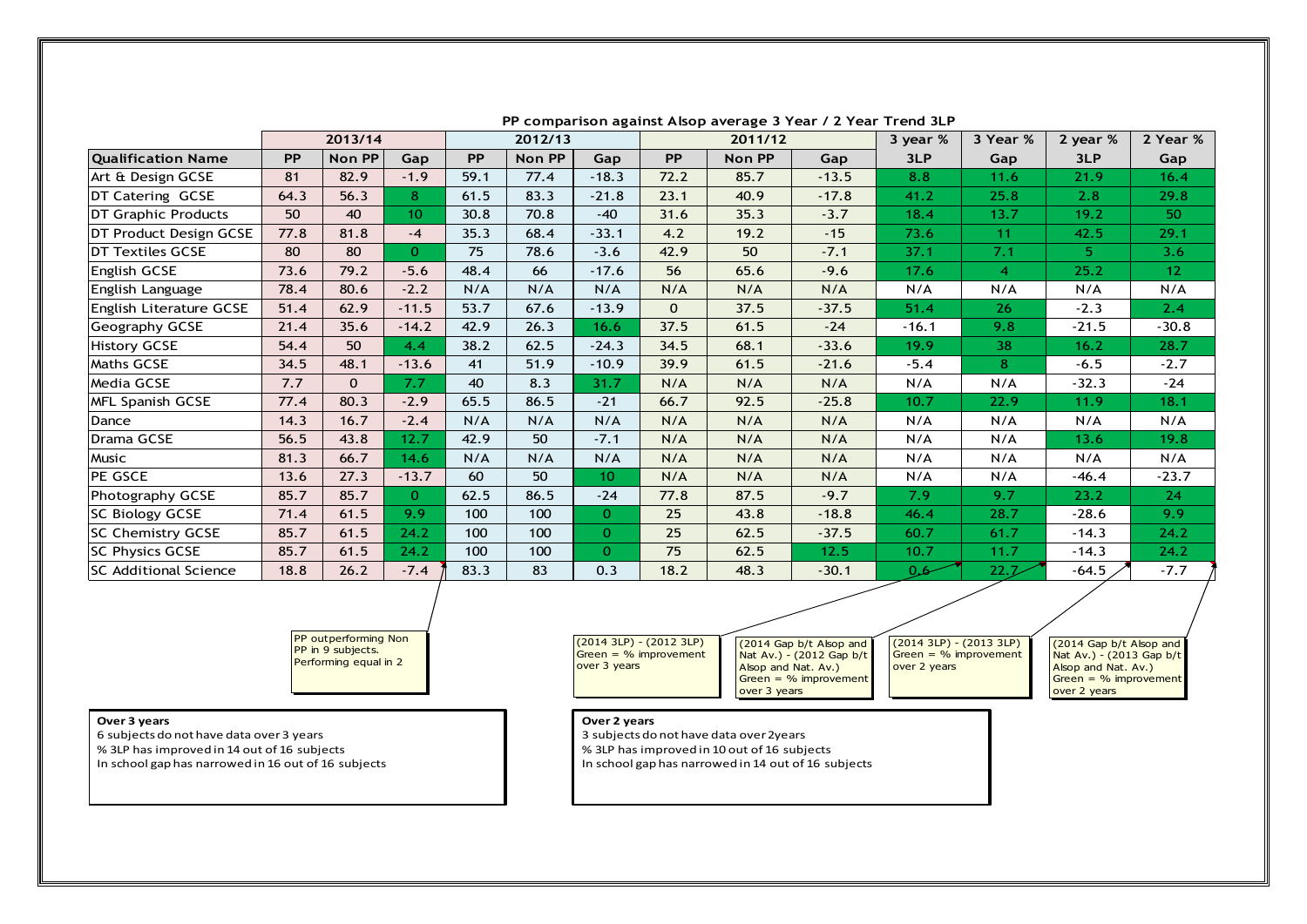**PP comparison against Alsop average 3 Year / 2 Year Trend 3LP**

| | 2013/14 | | | 2012/13 | | | 2011/12 | | | 3 year % | 3 Year % | 2 year % | 2 Year % |
|---|---|---|---|---|---|---|---|---|---|---|---|---|---|
| **Qualification Name** | **PP** | **Non PP** | **Gap** | **PP** | **Non PP** | **Gap** | **PP** | **Non PP** | **Gap** | **3LP** | **Gap** | **3LP** | **Gap** |
| Art & Design GCSE | 81 | 82.9 | -1.9 | 59.1 | 77.4 | -18.3 | 72.2 | 85.7 | -13.5 | 8.8 | 11.6 | 21.9 | 16.4 |
| DT Catering GCSE | 64.3 | 56.3 | 8 | 61.5 | 83.3 | -21.8 | 23.1 | 40.9 | -17.8 | 41.2 | 25.8 | 2.8 | 29.8 |
| DT Graphic Products | 50 | 40 | 10 | 30.8 | 70.8 | -40 | 31.6 | 35.3 | -3.7 | 18.4 | 13.7 | 19.2 | 50 |
| DT Product Design GCSE | 77.8 | 81.8 | -4 | 35.3 | 68.4 | -33.1 | 4.2 | 19.2 | -15 | 73.6 | 11 | 42.5 | 29.1 |
| DT Textiles GCSE | 80 | 80 | 0 | 75 | 78.6 | -3.6 | 42.9 | 50 | -7.1 | 37.1 | 7.1 | 5 | 3.6 |
| English GCSE | 73.6 | 79.2 | -5.6 | 48.4 | 66 | -17.6 | 56 | 65.6 | -9.6 | 17.6 | 4 | 25.2 | 12 |
| English Language | 78.4 | 80.6 | -2.2 | N/A | N/A | N/A | N/A | N/A | N/A | N/A | N/A | N/A | N/A |
| English Literature GCSE | 51.4 | 62.9 | -11.5 | 53.7 | 67.6 | -13.9 | 0 | 37.5 | -37.5 | 51.4 | 26 | -2.3 | 2.4 |
| Geography GCSE | 21.4 | 35.6 | -14.2 | 42.9 | 26.3 | 16.6 | 37.5 | 61.5 | -24 | -16.1 | 9.8 | -21.5 | -30.8 |
| History GCSE | 54.4 | 50 | 4.4 | 38.2 | 62.5 | -24.3 | 34.5 | 68.1 | -33.6 | 19.9 | 38 | 16.2 | 28.7 |
| Maths GCSE | 34.5 | 48.1 | -13.6 | 41 | 51.9 | -10.9 | 39.9 | 61.5 | -21.6 | -5.4 | 8 | -6.5 | -2.7 |
| Media GCSE | 7.7 | 0 | 7.7 | 40 | 8.3 | 31.7 | N/A | N/A | N/A | N/A | N/A | -32.3 | -24 |
| MFL Spanish GCSE | 77.4 | 80.3 | -2.9 | 65.5 | 86.5 | -21 | 66.7 | 92.5 | -25.8 | 10.7 | 22.9 | 11.9 | 18.1 |
| Dance | 14.3 | 16.7 | -2.4 | N/A | N/A | N/A | N/A | N/A | N/A | N/A | N/A | N/A | N/A |
| Drama GCSE | 56.5 | 43.8 | 12.7 | 42.9 | 50 | -7.1 | N/A | N/A | N/A | N/A | N/A | 13.6 | 19.8 |
| Music | 81.3 | 66.7 | 14.6 | N/A | N/A | N/A | N/A | N/A | N/A | N/A | N/A | N/A | N/A |
| PE GSCE | 13.6 | 27.3 | -13.7 | 60 | 50 | 10 | N/A | N/A | N/A | N/A | N/A | -46.4 | -23.7 |
| Photography GCSE | 85.7 | 85.7 | 0 | 62.5 | 86.5 | -24 | 77.8 | 87.5 | -9.7 | 7.9 | 9.7 | 23.2 | 24 |
| SC Biology GCSE | 71.4 | 61.5 | 9.9 | 100 | 100 | 0 | 25 | 43.8 | -18.8 | 46.4 | 28.7 | -28.6 | 9.9 |
| SC Chemistry GCSE | 85.7 | 61.5 | 24.2 | 100 | 100 | 0 | 25 | 62.5 | -37.5 | 60.7 | 61.7 | -14.3 | 24.2 |
| SC Physics GCSE | 85.7 | 61.5 | 24.2 | 100 | 100 | 0 | 75 | 62.5 | 12.5 | 10.7 | 11.7 | -14.3 | 24.2 |
| SC Additional Science | 18.8 | 26.2 | -7.4 | 83.3 | 83 | 0.3 | 18.2 | 48.3 | -30.1 | 0.6 | 22.7 | -64.5 | -7.7 |

PP outperforming Non PP in 9 subjects. Performing equal in 2

(2014 3LP) - (2012 3LP) Green = % improvement over 3 years

(2014 Gap b/t Alsop and Nat Av.) - (2012 Gap b/t Alsop and Nat. Av.) Green = % improvement over 3 years

(2014 3LP) - (2013 3LP) Green = % improvement over 2 years

(2014 Gap b/t Alsop and Nat Av.) - (2013 Gap b/t Alsop and Nat. Av.) Green = % improvement over 2 years

**Over 3 years**
6 subjects do not have data over 3 years
% 3LP has improved in 14 out of 16 subjects
In school gap has narrowed in 16 out of 16 subjects

**Over 2 years**
3 subjects do not have data over 2years
% 3LP has improved in 10 out of 16 subjects
In school gap has narrowed in 14 out of 16 subjects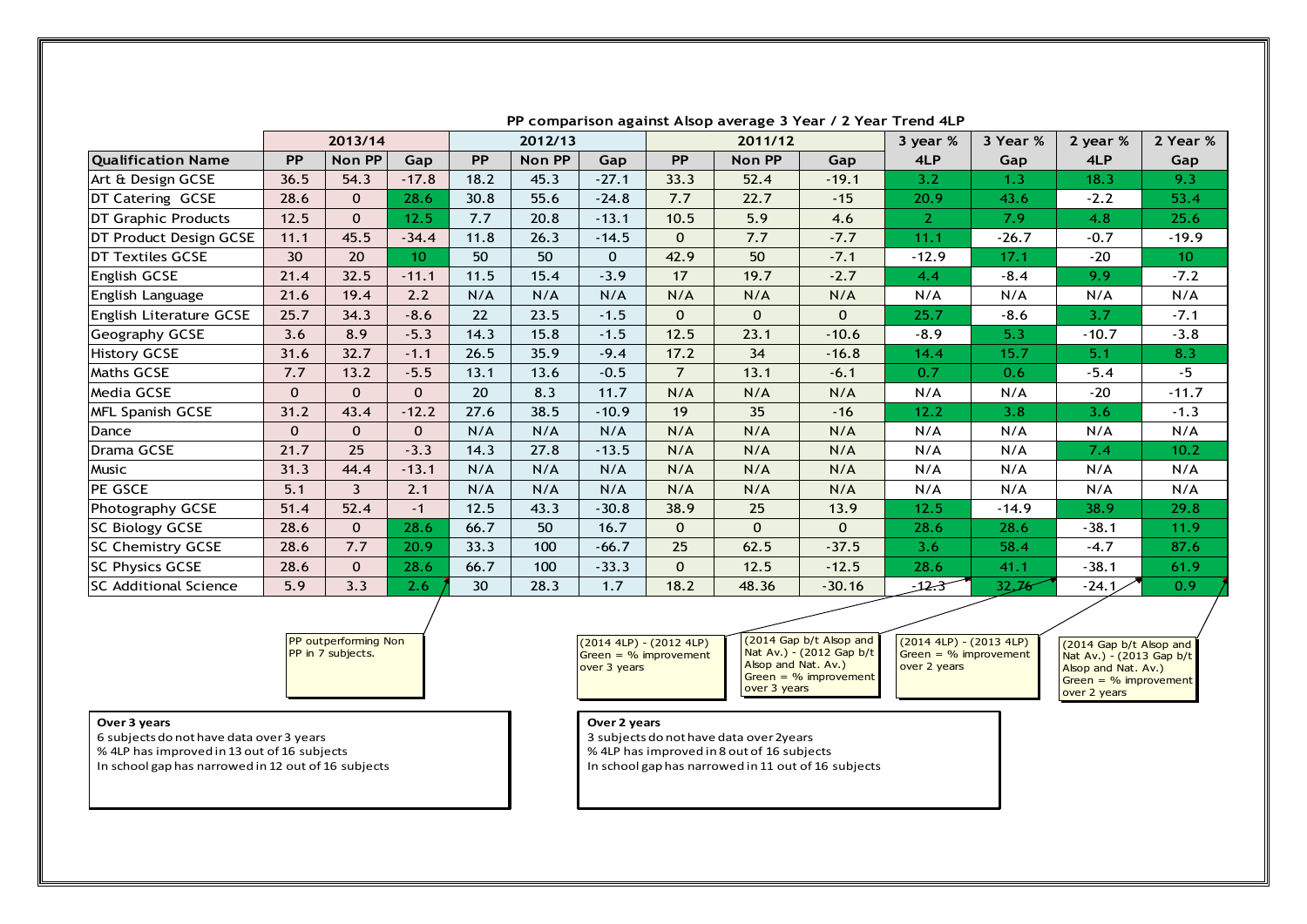**PP comparison against Alsop average 3 Year / 2 Year Trend 4LP**

| | 2013/14 | | | 2012/13 | | | 2011/12 | | | 3 year % | 3 Year % | 2 year % | 2 Year % |
|---|---|---|---|---|---|---|---|---|---|---|---|---|---|
| **Qualification Name** | **PP** | **Non PP** | **Gap** | **PP** | **Non PP** | **Gap** | **PP** | **Non PP** | **Gap** | **4LP** | **Gap** | **4LP** | **Gap** |
| Art & Design GCSE | 36.5 | 54.3 | -17.8 | 18.2 | 45.3 | -27.1 | 33.3 | 52.4 | -19.1 | 3.2 | 1.3 | 18.3 | 9.3 |
| DT Catering GCSE | 28.6 | 0 | 28.6 | 30.8 | 55.6 | -24.8 | 7.7 | 22.7 | -15 | 20.9 | 43.6 | -2.2 | 53.4 |
| DT Graphic Products | 12.5 | 0 | 12.5 | 7.7 | 20.8 | -13.1 | 10.5 | 5.9 | 4.6 | 2 | 7.9 | 4.8 | 25.6 |
| DT Product Design GCSE | 11.1 | 45.5 | -34.4 | 11.8 | 26.3 | -14.5 | 0 | 7.7 | -7.7 | 11.1 | -26.7 | -0.7 | -19.9 |
| DT Textiles GCSE | 30 | 20 | 10 | 50 | 50 | 0 | 42.9 | 50 | -7.1 | -12.9 | 17.1 | -20 | 10 |
| English GCSE | 21.4 | 32.5 | -11.1 | 11.5 | 15.4 | -3.9 | 17 | 19.7 | -2.7 | 4.4 | -8.4 | 9.9 | -7.2 |
| English Language | 21.6 | 19.4 | 2.2 | N/A | N/A | N/A | N/A | N/A | N/A | N/A | N/A | N/A | N/A |
| English Literature GCSE | 25.7 | 34.3 | -8.6 | 22 | 23.5 | -1.5 | 0 | 0 | 0 | 25.7 | -8.6 | 3.7 | -7.1 |
| Geography GCSE | 3.6 | 8.9 | -5.3 | 14.3 | 15.8 | -1.5 | 12.5 | 23.1 | -10.6 | -8.9 | 5.3 | -10.7 | -3.8 |
| History GCSE | 31.6 | 32.7 | -1.1 | 26.5 | 35.9 | -9.4 | 17.2 | 34 | -16.8 | 14.4 | 15.7 | 5.1 | 8.3 |
| Maths GCSE | 7.7 | 13.2 | -5.5 | 13.1 | 13.6 | -0.5 | 7 | 13.1 | -6.1 | 0.7 | 0.6 | -5.4 | -5 |
| Media GCSE | 0 | 0 | 0 | 20 | 8.3 | 11.7 | N/A | N/A | N/A | N/A | N/A | -20 | -11.7 |
| MFL Spanish GCSE | 31.2 | 43.4 | -12.2 | 27.6 | 38.5 | -10.9 | 19 | 35 | -16 | 12.2 | 3.8 | 3.6 | -1.3 |
| Dance | 0 | 0 | 0 | N/A | N/A | N/A | N/A | N/A | N/A | N/A | N/A | N/A | N/A |
| Drama GCSE | 21.7 | 25 | -3.3 | 14.3 | 27.8 | -13.5 | N/A | N/A | N/A | N/A | N/A | 7.4 | 10.2 |
| Music | 31.3 | 44.4 | -13.1 | N/A | N/A | N/A | N/A | N/A | N/A | N/A | N/A | N/A | N/A |
| PE GSCE | 5.1 | 3 | 2.1 | N/A | N/A | N/A | N/A | N/A | N/A | N/A | N/A | N/A | N/A |
| Photography GCSE | 51.4 | 52.4 | -1 | 12.5 | 43.3 | -30.8 | 38.9 | 25 | 13.9 | 12.5 | -14.9 | 38.9 | 29.8 |
| SC Biology GCSE | 28.6 | 0 | 28.6 | 66.7 | 50 | 16.7 | 0 | 0 | 0 | 28.6 | 28.6 | -38.1 | 11.9 |
| SC Chemistry GCSE | 28.6 | 7.7 | 20.9 | 33.3 | 100 | -66.7 | 25 | 62.5 | -37.5 | 3.6 | 58.4 | -4.7 | 87.6 |
| SC Physics GCSE | 28.6 | 0 | 28.6 | 66.7 | 100 | -33.3 | 0 | 12.5 | -12.5 | 28.6 | 41.1 | -38.1 | 61.9 |
| SC Additional Science | 5.9 | 3.3 | 2.6 | 30 | 28.3 | 1.7 | 18.2 | 48.36 | -30.16 | -12.3 | 32.76 | -24.1 | 0.9 |

PP outperforming Non PP in 7 subjects.

(2014 4LP) - (2012 4LP) Green = % improvement over 3 years

(2014 Gap b/t Alsop and Nat Av.) - (2012 Gap b/t Alsop and Nat. Av.) Green = % improvement over 3 years

(2014 4LP) - (2013 4LP) Green = % improvement over 2 years

(2014 Gap b/t Alsop and Nat Av.) - (2013 Gap b/t Alsop and Nat. Av.) Green = % improvement over 2 years

**Over 3 years**
6 subjects do not have data over 3 years
% 4LP has improved in 13 out of 16 subjects
In school gap has narrowed in 12 out of 16 subjects

**Over 2 years**
3 subjects do not have data over 2years
% 4LP has improved in 8 out of 16 subjects
In school gap has narrowed in 11 out of 16 subjects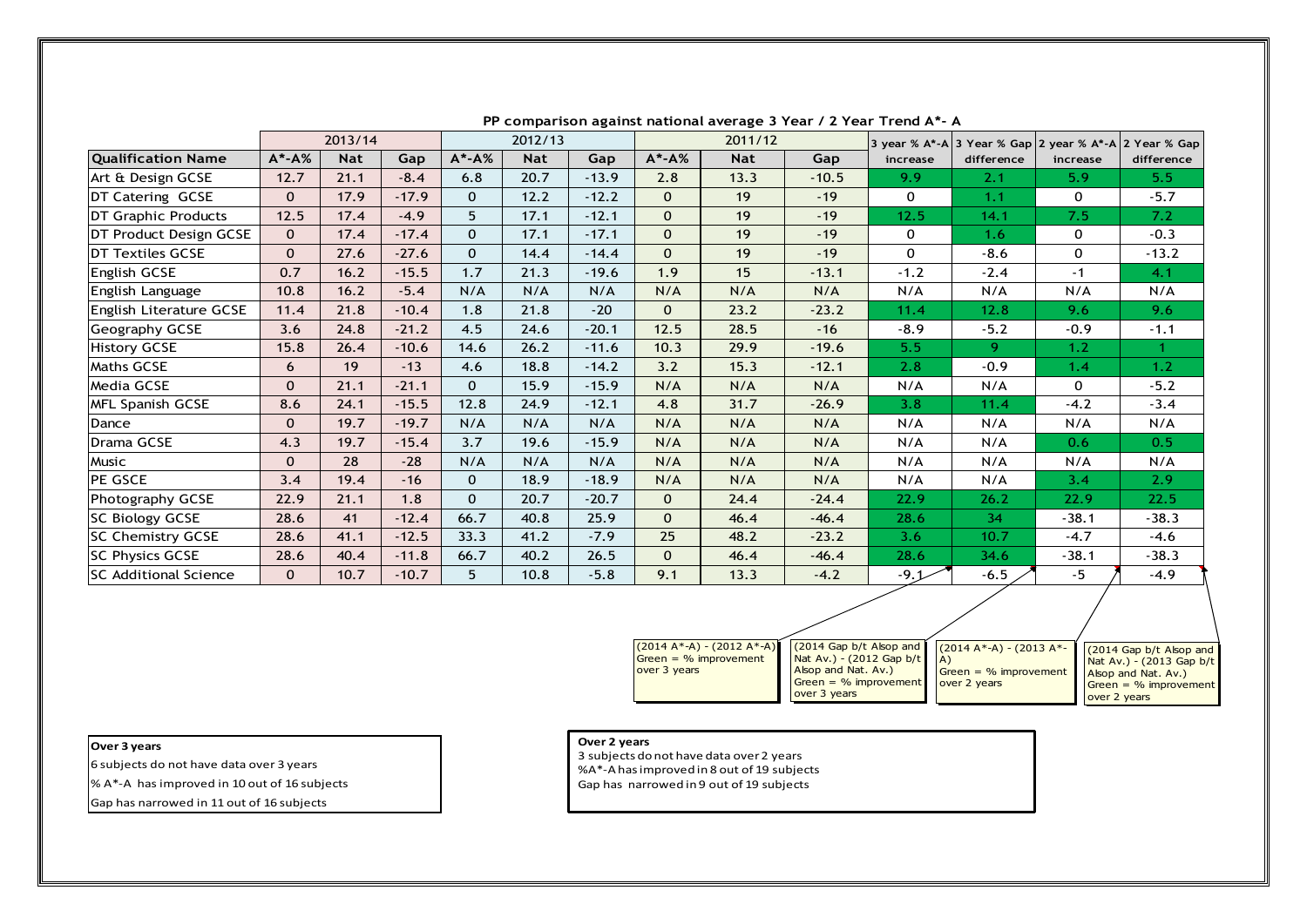**PP comparison against national average 3 Year / 2 Year Trend A*- A**

| | 2013/14 | | | 2012/13 | | | 2011/12 | | | 3 year % A*-A | 3 Year % Gap | 2 year % A*-A | 2 Year % Gap |
|---|---|---|---|---|---|---|---|---|---|---|---|---|---|
| **Qualification Name** | **A*-A%** | **Nat** | **Gap** | **A*-A%** | **Nat** | **Gap** | **A*-A%** | **Nat** | **Gap** | **increase** | **difference** | **increase** | **difference** |
| Art & Design GCSE | 12.7 | 21.1 | -8.4 | 6.8 | 20.7 | -13.9 | 2.8 | 13.3 | -10.5 | 9.9 | 2.1 | 5.9 | 5.5 |
| DT Catering GCSE | 0 | 17.9 | -17.9 | 0 | 12.2 | -12.2 | 0 | 19 | -19 | 0 | 1.1 | 0 | -5.7 |
| DT Graphic Products | 12.5 | 17.4 | -4.9 | 5 | 17.1 | -12.1 | 0 | 19 | -19 | 12.5 | 14.1 | 7.5 | 7.2 |
| DT Product Design GCSE | 0 | 17.4 | -17.4 | 0 | 17.1 | -17.1 | 0 | 19 | -19 | 0 | 1.6 | 0 | -0.3 |
| DT Textiles GCSE | 0 | 27.6 | -27.6 | 0 | 14.4 | -14.4 | 0 | 19 | -19 | 0 | -8.6 | 0 | -13.2 |
| English GCSE | 0.7 | 16.2 | -15.5 | 1.7 | 21.3 | -19.6 | 1.9 | 15 | -13.1 | -1.2 | -2.4 | -1 | 4.1 |
| English Language | 10.8 | 16.2 | -5.4 | N/A | N/A | N/A | N/A | N/A | N/A | N/A | N/A | N/A | N/A |
| English Literature GCSE | 11.4 | 21.8 | -10.4 | 1.8 | 21.8 | -20 | 0 | 23.2 | -23.2 | 11.4 | 12.8 | 9.6 | 9.6 |
| Geography GCSE | 3.6 | 24.8 | -21.2 | 4.5 | 24.6 | -20.1 | 12.5 | 28.5 | -16 | -8.9 | -5.2 | -0.9 | -1.1 |
| History GCSE | 15.8 | 26.4 | -10.6 | 14.6 | 26.2 | -11.6 | 10.3 | 29.9 | -19.6 | 5.5 | 9 | 1.2 | 1 |
| Maths GCSE | 6 | 19 | -13 | 4.6 | 18.8 | -14.2 | 3.2 | 15.3 | -12.1 | 2.8 | -0.9 | 1.4 | 1.2 |
| Media GCSE | 0 | 21.1 | -21.1 | 0 | 15.9 | -15.9 | N/A | N/A | N/A | N/A | N/A | 0 | -5.2 |
| MFL Spanish GCSE | 8.6 | 24.1 | -15.5 | 12.8 | 24.9 | -12.1 | 4.8 | 31.7 | -26.9 | 3.8 | 11.4 | -4.2 | -3.4 |
| Dance | 0 | 19.7 | -19.7 | N/A | N/A | N/A | N/A | N/A | N/A | N/A | N/A | N/A | N/A |
| Drama GCSE | 4.3 | 19.7 | -15.4 | 3.7 | 19.6 | -15.9 | N/A | N/A | N/A | N/A | N/A | 0.6 | 0.5 |
| Music | 0 | 28 | -28 | N/A | N/A | N/A | N/A | N/A | N/A | N/A | N/A | N/A | N/A |
| PE GSCE | 3.4 | 19.4 | -16 | 0 | 18.9 | -18.9 | N/A | N/A | N/A | N/A | N/A | 3.4 | 2.9 |
| Photography GCSE | 22.9 | 21.1 | 1.8 | 0 | 20.7 | -20.7 | 0 | 24.4 | -24.4 | 22.9 | 26.2 | 22.9 | 22.5 |
| SC Biology GCSE | 28.6 | 41 | -12.4 | 66.7 | 40.8 | 25.9 | 0 | 46.4 | -46.4 | 28.6 | 34 | -38.1 | -38.3 |
| SC Chemistry GCSE | 28.6 | 41.1 | -12.5 | 33.3 | 41.2 | -7.9 | 25 | 48.2 | -23.2 | 3.6 | 10.7 | -4.7 | -4.6 |
| SC Physics GCSE | 28.6 | 40.4 | -11.8 | 66.7 | 40.2 | 26.5 | 0 | 46.4 | -46.4 | 28.6 | 34.6 | -38.1 | -38.3 |
| SC Additional Science | 0 | 10.7 | -10.7 | 5 | 10.8 | -5.8 | 9.1 | 13.3 | -4.2 | -9.1 | -6.5 | -5 | -4.9 |

(2014 A*-A) - (2012 A*-A)
Green = % improvement over 3 years

(2014 Gap b/t Alsop and Nat Av.) - (2012 Gap b/t Alsop and Nat. Av.)
Green = % improvement over 3 years

(2014 A*-A) - (2013 A*-A)
Green = % improvement over 2 years

(2014 Gap b/t Alsop and Nat Av.) - (2013 Gap b/t Alsop and Nat. Av.)
Green = % improvement over 2 years

**Over 3 years**

6 subjects do not have data over 3 years

% A*-A has improved in 10 out of 16 subjects

Gap has narrowed in 11 out of 16 subjects

**Over 2 years**

3 subjects do not have data over 2 years

%A*-A has improved in 8 out of 19 subjects

Gap has narrowed in 9 out of 19 subjects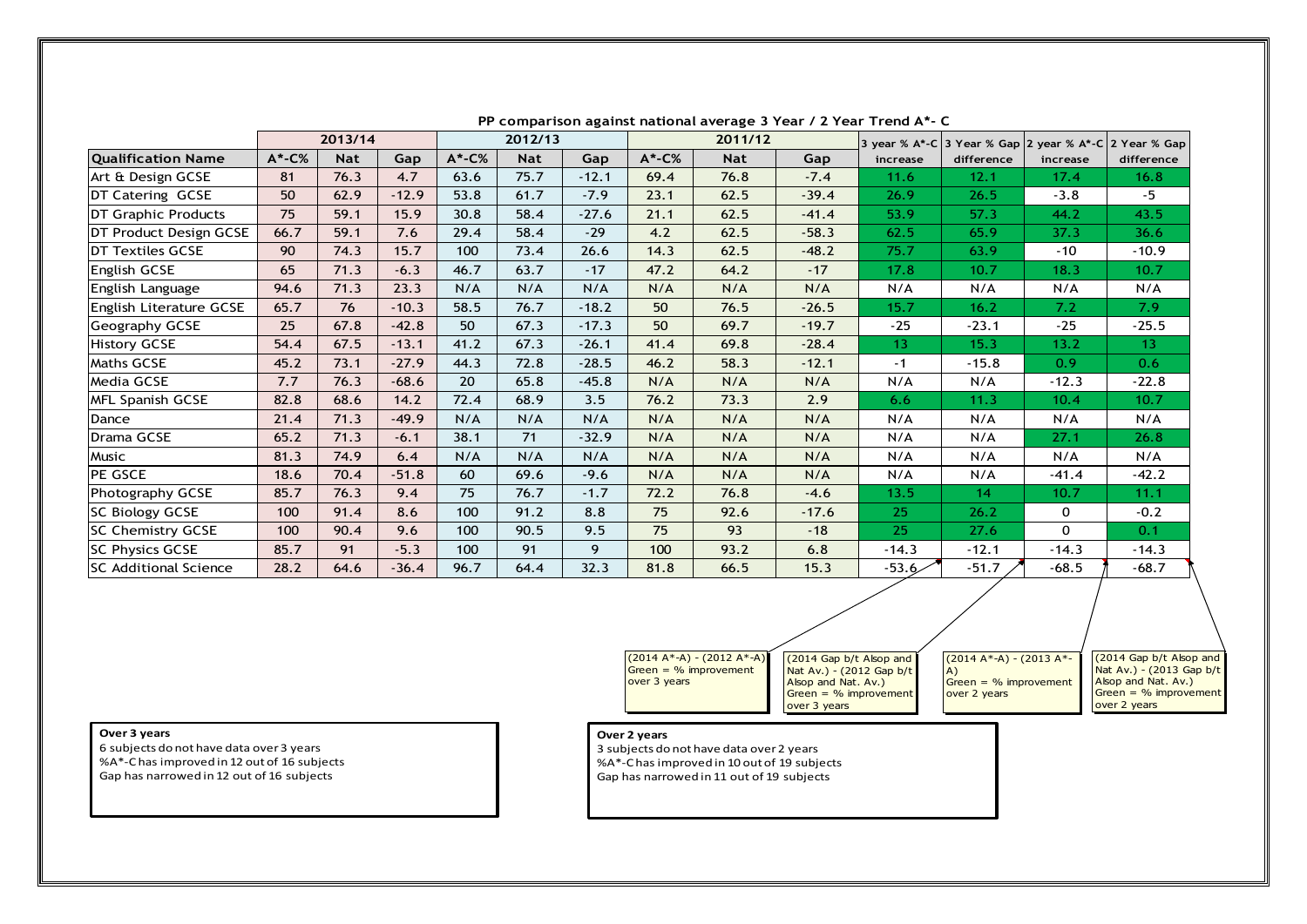## PP comparison against national average 3 Year / 2 Year Trend A*- C

| | 2013/14 | | | 2012/13 | | | 2011/12 | | | | | | |
|---|---|---|---|---|---|---|---|---|---|---|---|---|---|
| Qualification Name | A*-C% | Nat | Gap | A*-C% | Nat | Gap | A*-C% | Nat | Gap | 3 year % A*-C increase | 3 Year % Gap difference | 2 year % A*-C increase | 2 Year % Gap difference |
| Art & Design GCSE | 81 | 76.3 | 4.7 | 63.6 | 75.7 | -12.1 | 69.4 | 76.8 | -7.4 | 11.6 | 12.1 | 17.4 | 16.8 |
| DT Catering GCSE | 50 | 62.9 | -12.9 | 53.8 | 61.7 | -7.9 | 23.1 | 62.5 | -39.4 | 26.9 | 26.5 | -3.8 | -5 |
| DT Graphic Products | 75 | 59.1 | 15.9 | 30.8 | 58.4 | -27.6 | 21.1 | 62.5 | -41.4 | 53.9 | 57.3 | 44.2 | 43.5 |
| DT Product Design GCSE | 66.7 | 59.1 | 7.6 | 29.4 | 58.4 | -29 | 4.2 | 62.5 | -58.3 | 62.5 | 65.9 | 37.3 | 36.6 |
| DT Textiles GCSE | 90 | 74.3 | 15.7 | 100 | 73.4 | 26.6 | 14.3 | 62.5 | -48.2 | 75.7 | 63.9 | -10 | -10.9 |
| English GCSE | 65 | 71.3 | -6.3 | 46.7 | 63.7 | -17 | 47.2 | 64.2 | -17 | 17.8 | 10.7 | 18.3 | 10.7 |
| English Language | 94.6 | 71.3 | 23.3 | N/A | N/A | N/A | N/A | N/A | N/A | N/A | N/A | N/A | N/A |
| English Literature GCSE | 65.7 | 76 | -10.3 | 58.5 | 76.7 | -18.2 | 50 | 76.5 | -26.5 | 15.7 | 16.2 | 7.2 | 7.9 |
| Geography GCSE | 25 | 67.8 | -42.8 | 50 | 67.3 | -17.3 | 50 | 69.7 | -19.7 | -25 | -23.1 | -25 | -25.5 |
| History GCSE | 54.4 | 67.5 | -13.1 | 41.2 | 67.3 | -26.1 | 41.4 | 69.8 | -28.4 | 13 | 15.3 | 13.2 | 13 |
| Maths GCSE | 45.2 | 73.1 | -27.9 | 44.3 | 72.8 | -28.5 | 46.2 | 58.3 | -12.1 | -1 | -15.8 | 0.9 | 0.6 |
| Media GCSE | 7.7 | 76.3 | -68.6 | 20 | 65.8 | -45.8 | N/A | N/A | N/A | N/A | N/A | -12.3 | -22.8 |
| MFL Spanish GCSE | 82.8 | 68.6 | 14.2 | 72.4 | 68.9 | 3.5 | 76.2 | 73.3 | 2.9 | 6.6 | 11.3 | 10.4 | 10.7 |
| Dance | 21.4 | 71.3 | -49.9 | N/A | N/A | N/A | N/A | N/A | N/A | N/A | N/A | N/A | N/A |
| Drama GCSE | 65.2 | 71.3 | -6.1 | 38.1 | 71 | -32.9 | N/A | N/A | N/A | N/A | N/A | 27.1 | 26.8 |
| Music | 81.3 | 74.9 | 6.4 | N/A | N/A | N/A | N/A | N/A | N/A | N/A | N/A | N/A | N/A |
| PE GSCE | 18.6 | 70.4 | -51.8 | 60 | 69.6 | -9.6 | N/A | N/A | N/A | N/A | N/A | -41.4 | -42.2 |
| Photography GCSE | 85.7 | 76.3 | 9.4 | 75 | 76.7 | -1.7 | 72.2 | 76.8 | -4.6 | 13.5 | 14 | 10.7 | 11.1 |
| SC Biology GCSE | 100 | 91.4 | 8.6 | 100 | 91.2 | 8.8 | 75 | 92.6 | -17.6 | 25 | 26.2 | 0 | -0.2 |
| SC Chemistry GCSE | 100 | 90.4 | 9.6 | 100 | 90.5 | 9.5 | 75 | 93 | -18 | 25 | 27.6 | 0 | 0.1 |
| SC Physics GCSE | 85.7 | 91 | -5.3 | 100 | 91 | 9 | 100 | 93.2 | 6.8 | -14.3 | -12.1 | -14.3 | -14.3 |
| SC Additional Science | 28.2 | 64.6 | -36.4 | 96.7 | 64.4 | 32.3 | 81.8 | 66.5 | 15.3 | -53.6 | -51.7 | -68.5 | -68.7 |

(2014 A*-A) - (2012 A*-A) Green = % improvement over 3 years

(2014 Gap b/t Alsop and Nat Av.) - (2012 Gap b/t Alsop and Nat. Av.) Green = % improvement over 3 years

(2014 A*-A) - (2013 A*-A) Green = % improvement over 2 years

(2014 Gap b/t Alsop and Nat Av.) - (2013 Gap b/t Alsop and Nat. Av.) Green = % improvement over 2 years

**Over 3 years**
6 subjects do not have data over 3 years
%A*-C has improved in 12 out of 16 subjects
Gap has narrowed in 12 out of 16 subjects

**Over 2 years**
3 subjects do not have data over 2 years
%A*-C has improved in 10 out of 19 subjects
Gap has narrowed in 11 out of 19 subjects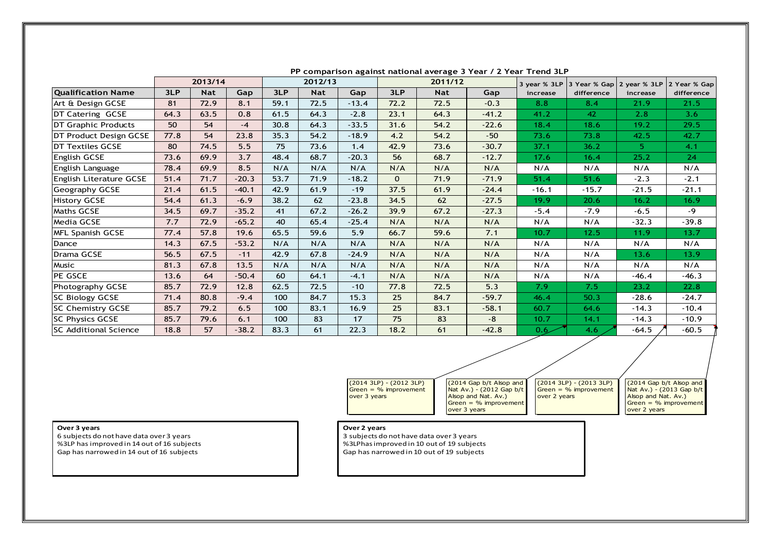## PP comparison against national average 3 Year / 2 Year Trend 3LP

| | 2013/14 | | | 2012/13 | | | 2011/12 | | | 3 year % 3LP | 3 Year % Gap | 2 year % 3LP | 2 Year % Gap |
|---|---|---|---|---|---|---|---|---|---|---|---|---|---|
| Qualification Name | 3LP | Nat | Gap | 3LP | Nat | Gap | 3LP | Nat | Gap | increase | difference | increase | difference |
| Art & Design GCSE | 81 | 72.9 | 8.1 | 59.1 | 72.5 | -13.4 | 72.2 | 72.5 | -0.3 | 8.8 | 8.4 | 21.9 | 21.5 |
| DT Catering GCSE | 64.3 | 63.5 | 0.8 | 61.5 | 64.3 | -2.8 | 23.1 | 64.3 | -41.2 | 41.2 | 42 | 2.8 | 3.6 |
| DT Graphic Products | 50 | 54 | -4 | 30.8 | 64.3 | -33.5 | 31.6 | 54.2 | -22.6 | 18.4 | 18.6 | 19.2 | 29.5 |
| DT Product Design GCSE | 77.8 | 54 | 23.8 | 35.3 | 54.2 | -18.9 | 4.2 | 54.2 | -50 | 73.6 | 73.8 | 42.5 | 42.7 |
| DT Textiles GCSE | 80 | 74.5 | 5.5 | 75 | 73.6 | 1.4 | 42.9 | 73.6 | -30.7 | 37.1 | 36.2 | 5 | 4.1 |
| English GCSE | 73.6 | 69.9 | 3.7 | 48.4 | 68.7 | -20.3 | 56 | 68.7 | -12.7 | 17.6 | 16.4 | 25.2 | 24 |
| English Language | 78.4 | 69.9 | 8.5 | N/A | N/A | N/A | N/A | N/A | N/A | N/A | N/A | N/A | N/A |
| English Literature GCSE | 51.4 | 71.7 | -20.3 | 53.7 | 71.9 | -18.2 | 0 | 71.9 | -71.9 | 51.4 | 51.6 | -2.3 | -2.1 |
| Geography GCSE | 21.4 | 61.5 | -40.1 | 42.9 | 61.9 | -19 | 37.5 | 61.9 | -24.4 | -16.1 | -15.7 | -21.5 | -21.1 |
| History GCSE | 54.4 | 61.3 | -6.9 | 38.2 | 62 | -23.8 | 34.5 | 62 | -27.5 | 19.9 | 20.6 | 16.2 | 16.9 |
| Maths GCSE | 34.5 | 69.7 | -35.2 | 41 | 67.2 | -26.2 | 39.9 | 67.2 | -27.3 | -5.4 | -7.9 | -6.5 | -9 |
| Media GCSE | 7.7 | 72.9 | -65.2 | 40 | 65.4 | -25.4 | N/A | N/A | N/A | N/A | N/A | -32.3 | -39.8 |
| MFL Spanish GCSE | 77.4 | 57.8 | 19.6 | 65.5 | 59.6 | 5.9 | 66.7 | 59.6 | 7.1 | 10.7 | 12.5 | 11.9 | 13.7 |
| Dance | 14.3 | 67.5 | -53.2 | N/A | N/A | N/A | N/A | N/A | N/A | N/A | N/A | N/A | N/A |
| Drama GCSE | 56.5 | 67.5 | -11 | 42.9 | 67.8 | -24.9 | N/A | N/A | N/A | N/A | N/A | 13.6 | 13.9 |
| Music | 81.3 | 67.8 | 13.5 | N/A | N/A | N/A | N/A | N/A | N/A | N/A | N/A | N/A | N/A |
| PE GSCE | 13.6 | 64 | -50.4 | 60 | 64.1 | -4.1 | N/A | N/A | N/A | N/A | N/A | -46.4 | -46.3 |
| Photography GCSE | 85.7 | 72.9 | 12.8 | 62.5 | 72.5 | -10 | 77.8 | 72.5 | 5.3 | 7.9 | 7.5 | 23.2 | 22.8 |
| SC Biology GCSE | 71.4 | 80.8 | -9.4 | 100 | 84.7 | 15.3 | 25 | 84.7 | -59.7 | 46.4 | 50.3 | -28.6 | -24.7 |
| SC Chemistry GCSE | 85.7 | 79.2 | 6.5 | 100 | 83.1 | 16.9 | 25 | 83.1 | -58.1 | 60.7 | 64.6 | -14.3 | -10.4 |
| SC Physics GCSE | 85.7 | 79.6 | 6.1 | 100 | 83 | 17 | 75 | 83 | -8 | 10.7 | 14.1 | -14.3 | -10.9 |
| SC Additional Science | 18.8 | 57 | -38.2 | 83.3 | 61 | 22.3 | 18.2 | 61 | -42.8 | 0.6 | 4.6 | -64.5 | -60.5 |

(2014 3LP) - (2012 3LP) Green = % improvement over 3 years

(2014 Gap b/t Alsop and Nat Av.) - (2012 Gap b/t Alsop and Nat. Av.) Green = % improvement over 3 years

(2014 3LP) - (2013 3LP) Green = % improvement over 2 years

(2014 Gap b/t Alsop and Nat Av.) - (2013 Gap b/t Alsop and Nat. Av.) Green = % improvement over 2 years

**Over 3 years**
6 subjects do not have data over 3 years
%3LP has improved in 14 out of 16 subjects
Gap has narrowed in 14 out of 16 subjects

**Over 2 years**
3 subjects do not have data over 3 years
%3LPhas improved in 10 out of 19 subjects
Gap has narrowed in 10 out of 19 subjects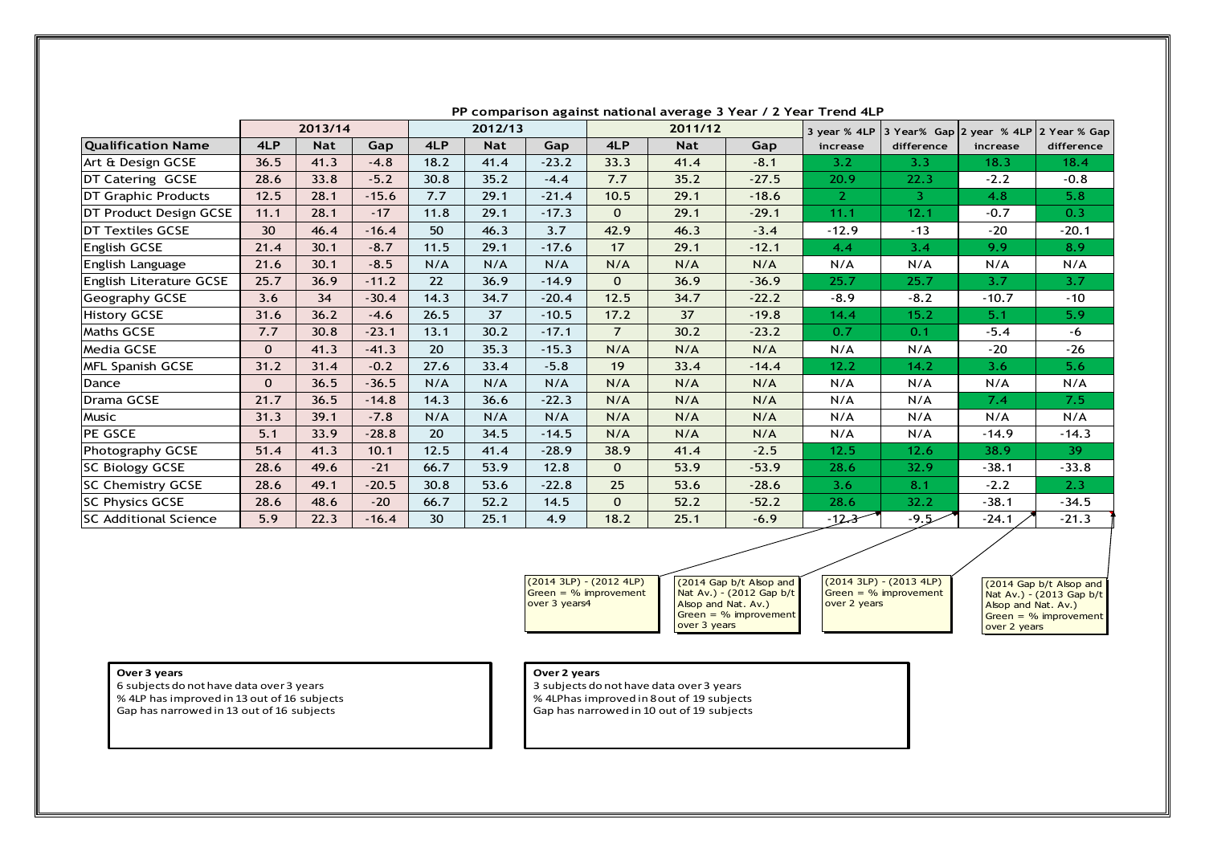**PP comparison against national average 3 Year / 2 Year Trend 4LP**

| | 2013/14 | | | 2012/13 | | | 2011/12 | | | 3 year % 4LP increase | 3 Year% Gap difference | 2 year % 4LP increase | 2 Year % Gap difference |
|---|---|---|---|---|---|---|---|---|---|---|---|---|---|
| Qualification Name | 4LP | Nat | Gap | 4LP | Nat | Gap | 4LP | Nat | Gap | | | | |
| Art & Design GCSE | 36.5 | 41.3 | -4.8 | 18.2 | 41.4 | -23.2 | 33.3 | 41.4 | -8.1 | 3.2 | 3.3 | 18.3 | 18.4 |
| DT Catering GCSE | 28.6 | 33.8 | -5.2 | 30.8 | 35.2 | -4.4 | 7.7 | 35.2 | -27.5 | 20.9 | 22.3 | -2.2 | -0.8 |
| DT Graphic Products | 12.5 | 28.1 | -15.6 | 7.7 | 29.1 | -21.4 | 10.5 | 29.1 | -18.6 | 2 | 3 | 4.8 | 5.8 |
| DT Product Design GCSE | 11.1 | 28.1 | -17 | 11.8 | 29.1 | -17.3 | 0 | 29.1 | -29.1 | 11.1 | 12.1 | -0.7 | 0.3 |
| DT Textiles GCSE | 30 | 46.4 | -16.4 | 50 | 46.3 | 3.7 | 42.9 | 46.3 | -3.4 | -12.9 | -13 | -20 | -20.1 |
| English GCSE | 21.4 | 30.1 | -8.7 | 11.5 | 29.1 | -17.6 | 17 | 29.1 | -12.1 | 4.4 | 3.4 | 9.9 | 8.9 |
| English Language | 21.6 | 30.1 | -8.5 | N/A | N/A | N/A | N/A | N/A | N/A | N/A | N/A | N/A | N/A |
| English Literature GCSE | 25.7 | 36.9 | -11.2 | 22 | 36.9 | -14.9 | 0 | 36.9 | -36.9 | 25.7 | 25.7 | 3.7 | 3.7 |
| Geography GCSE | 3.6 | 34 | -30.4 | 14.3 | 34.7 | -20.4 | 12.5 | 34.7 | -22.2 | -8.9 | -8.2 | -10.7 | -10 |
| History GCSE | 31.6 | 36.2 | -4.6 | 26.5 | 37 | -10.5 | 17.2 | 37 | -19.8 | 14.4 | 15.2 | 5.1 | 5.9 |
| Maths GCSE | 7.7 | 30.8 | -23.1 | 13.1 | 30.2 | -17.1 | 7 | 30.2 | -23.2 | 0.7 | 0.1 | -5.4 | -6 |
| Media GCSE | 0 | 41.3 | -41.3 | 20 | 35.3 | -15.3 | N/A | N/A | N/A | N/A | N/A | -20 | -26 |
| MFL Spanish GCSE | 31.2 | 31.4 | -0.2 | 27.6 | 33.4 | -5.8 | 19 | 33.4 | -14.4 | 12.2 | 14.2 | 3.6 | 5.6 |
| Dance | 0 | 36.5 | -36.5 | N/A | N/A | N/A | N/A | N/A | N/A | N/A | N/A | N/A | N/A |
| Drama GCSE | 21.7 | 36.5 | -14.8 | 14.3 | 36.6 | -22.3 | N/A | N/A | N/A | N/A | N/A | 7.4 | 7.5 |
| Music | 31.3 | 39.1 | -7.8 | N/A | N/A | N/A | N/A | N/A | N/A | N/A | N/A | N/A | N/A |
| PE GSCE | 5.1 | 33.9 | -28.8 | 20 | 34.5 | -14.5 | N/A | N/A | N/A | N/A | N/A | -14.9 | -14.3 |
| Photography GCSE | 51.4 | 41.3 | 10.1 | 12.5 | 41.4 | -28.9 | 38.9 | 41.4 | -2.5 | 12.5 | 12.6 | 38.9 | 39 |
| SC Biology GCSE | 28.6 | 49.6 | -21 | 66.7 | 53.9 | 12.8 | 0 | 53.9 | -53.9 | 28.6 | 32.9 | -38.1 | -33.8 |
| SC Chemistry GCSE | 28.6 | 49.1 | -20.5 | 30.8 | 53.6 | -22.8 | 25 | 53.6 | -28.6 | 3.6 | 8.1 | -2.2 | 2.3 |
| SC Physics GCSE | 28.6 | 48.6 | -20 | 66.7 | 52.2 | 14.5 | 0 | 52.2 | -52.2 | 28.6 | 32.2 | -38.1 | -34.5 |
| SC Additional Science | 5.9 | 22.3 | -16.4 | 30 | 25.1 | 4.9 | 18.2 | 25.1 | -6.9 | -12.3 | -9.5 | -24.1 | -21.3 |

(2014 3LP) - (2012 4LP) Green = % improvement over 3 years4

(2014 Gap b/t Alsop and Nat Av.) - (2012 Gap b/t Alsop and Nat. Av.) Green = % improvement over 3 years

(2014 3LP) - (2013 4LP) Green = % improvement over 2 years

(2014 Gap b/t Alsop and Nat Av.) - (2013 Gap b/t Alsop and Nat. Av.) Green = % improvement over 2 years

**Over 3 years**
6 subjects do not have data over 3 years
% 4LP has improved in 13 out of 16 subjects
Gap has narrowed in 13 out of 16 subjects

**Over 2 years**
3 subjects do not have data over 3 years
% 4LPhas improved in 8 out of 19 subjects
Gap has narrowed in 10 out of 19 subjects